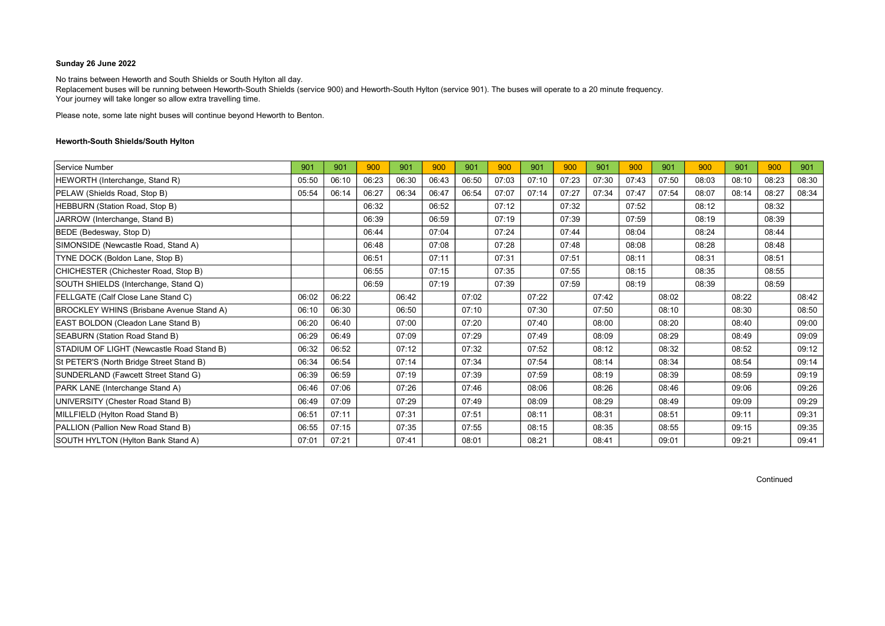**Sunday 26 June 2022**

No trains between Heworth and South Shields or South Hylton all day.
Replacement buses will be running between Heworth-South Shields (service 900) and Heworth-South Hylton (service 901). The buses will operate to a 20 minute frequency.
Your journey will take longer so allow extra travelling time.

Please note, some late night buses will continue beyond Heworth to Benton.

**Heworth-South Shields/South Hylton**

| Service Number | 901 | 901 | 900 | 901 | 900 | 901 | 900 | 901 | 900 | 901 | 900 | 901 | 900 | 901 | 900 | 901 |
|---|---|---|---|---|---|---|---|---|---|---|---|---|---|---|---|---|
| HEWORTH (Interchange, Stand R) | 05:50 | 06:10 | 06:23 | 06:30 | 06:43 | 06:50 | 07:03 | 07:10 | 07:23 | 07:30 | 07:43 | 07:50 | 08:03 | 08:10 | 08:23 | 08:30 |
| PELAW (Shields Road, Stop B) | 05:54 | 06:14 | 06:27 | 06:34 | 06:47 | 06:54 | 07:07 | 07:14 | 07:27 | 07:34 | 07:47 | 07:54 | 08:07 | 08:14 | 08:27 | 08:34 |
| HEBBURN (Station Road, Stop B) | | | 06:32 | | 06:52 | | 07:12 | | 07:32 | | 07:52 | | 08:12 | | 08:32 | |
| JARROW (Interchange, Stand B) | | | 06:39 | | 06:59 | | 07:19 | | 07:39 | | 07:59 | | 08:19 | | 08:39 | |
| BEDE (Bedesway, Stop D) | | | 06:44 | | 07:04 | | 07:24 | | 07:44 | | 08:04 | | 08:24 | | 08:44 | |
| SIMONSIDE (Newcastle Road, Stand A) | | | 06:48 | | 07:08 | | 07:28 | | 07:48 | | 08:08 | | 08:28 | | 08:48 | |
| TYNE DOCK (Boldon Lane, Stop B) | | | 06:51 | | 07:11 | | 07:31 | | 07:51 | | 08:11 | | 08:31 | | 08:51 | |
| CHICHESTER (Chichester Road, Stop B) | | | 06:55 | | 07:15 | | 07:35 | | 07:55 | | 08:15 | | 08:35 | | 08:55 | |
| SOUTH SHIELDS (Interchange, Stand Q) | | | 06:59 | | 07:19 | | 07:39 | | 07:59 | | 08:19 | | 08:39 | | 08:59 | |
| FELLGATE (Calf Close Lane Stand C) | 06:02 | 06:22 | | 06:42 | | 07:02 | | 07:22 | | 07:42 | | 08:02 | | 08:22 | | 08:42 |
| BROCKLEY WHINS (Brisbane Avenue Stand A) | 06:10 | 06:30 | | 06:50 | | 07:10 | | 07:30 | | 07:50 | | 08:10 | | 08:30 | | 08:50 |
| EAST BOLDON (Cleadon Lane Stand B) | 06:20 | 06:40 | | 07:00 | | 07:20 | | 07:40 | | 08:00 | | 08:20 | | 08:40 | | 09:00 |
| SEABURN (Station Road Stand B) | 06:29 | 06:49 | | 07:09 | | 07:29 | | 07:49 | | 08:09 | | 08:29 | | 08:49 | | 09:09 |
| STADIUM OF LIGHT (Newcastle Road Stand B) | 06:32 | 06:52 | | 07:12 | | 07:32 | | 07:52 | | 08:12 | | 08:32 | | 08:52 | | 09:12 |
| St PETER'S (North Bridge Street Stand B) | 06:34 | 06:54 | | 07:14 | | 07:34 | | 07:54 | | 08:14 | | 08:34 | | 08:54 | | 09:14 |
| SUNDERLAND (Fawcett Street Stand G) | 06:39 | 06:59 | | 07:19 | | 07:39 | | 07:59 | | 08:19 | | 08:39 | | 08:59 | | 09:19 |
| PARK LANE (Interchange Stand A) | 06:46 | 07:06 | | 07:26 | | 07:46 | | 08:06 | | 08:26 | | 08:46 | | 09:06 | | 09:26 |
| UNIVERSITY (Chester Road Stand B) | 06:49 | 07:09 | | 07:29 | | 07:49 | | 08:09 | | 08:29 | | 08:49 | | 09:09 | | 09:29 |
| MILLFIELD (Hylton Road Stand B) | 06:51 | 07:11 | | 07:31 | | 07:51 | | 08:11 | | 08:31 | | 08:51 | | 09:11 | | 09:31 |
| PALLION (Pallion New Road Stand B) | 06:55 | 07:15 | | 07:35 | | 07:55 | | 08:15 | | 08:35 | | 08:55 | | 09:15 | | 09:35 |
| SOUTH HYLTON (Hylton Bank Stand A) | 07:01 | 07:21 | | 07:41 | | 08:01 | | 08:21 | | 08:41 | | 09:01 | | 09:21 | | 09:41 |

Continued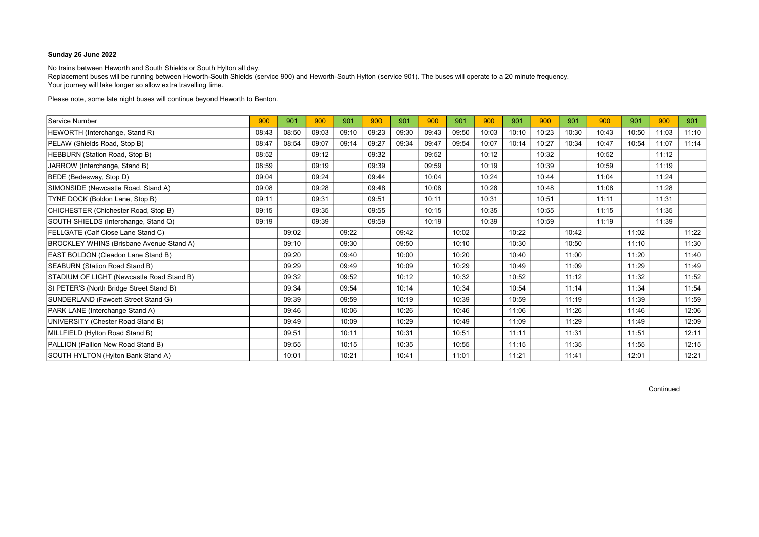**Sunday 26 June 2022**

No trains between Heworth and South Shields or South Hylton all day.
Replacement buses will be running between Heworth-South Shields (service 900) and Heworth-South Hylton (service 901). The buses will operate to a 20 minute frequency.
Your journey will take longer so allow extra travelling time.

Please note, some late night buses will continue beyond Heworth to Benton.

| Service Number | 900 | 901 | 900 | 901 | 900 | 901 | 900 | 901 | 900 | 901 | 900 | 901 | 900 | 901 | 900 | 901 |
|---|---|---|---|---|---|---|---|---|---|---|---|---|---|---|---|---|
| HEWORTH (Interchange, Stand R) | 08:43 | 08:50 | 09:03 | 09:10 | 09:23 | 09:30 | 09:43 | 09:50 | 10:03 | 10:10 | 10:23 | 10:30 | 10:43 | 10:50 | 11:03 | 11:10 |
| PELAW (Shields Road, Stop B) | 08:47 | 08:54 | 09:07 | 09:14 | 09:27 | 09:34 | 09:47 | 09:54 | 10:07 | 10:14 | 10:27 | 10:34 | 10:47 | 10:54 | 11:07 | 11:14 |
| HEBBURN (Station Road, Stop B) | 08:52 | | 09:12 | | 09:32 | | 09:52 | | 10:12 | | 10:32 | | 10:52 | | 11:12 | |
| JARROW (Interchange, Stand B) | 08:59 | | 09:19 | | 09:39 | | 09:59 | | 10:19 | | 10:39 | | 10:59 | | 11:19 | |
| BEDE (Bedesway, Stop D) | 09:04 | | 09:24 | | 09:44 | | 10:04 | | 10:24 | | 10:44 | | 11:04 | | 11:24 | |
| SIMONSIDE (Newcastle Road, Stand A) | 09:08 | | 09:28 | | 09:48 | | 10:08 | | 10:28 | | 10:48 | | 11:08 | | 11:28 | |
| TYNE DOCK (Boldon Lane, Stop B) | 09:11 | | 09:31 | | 09:51 | | 10:11 | | 10:31 | | 10:51 | | 11:11 | | 11:31 | |
| CHICHESTER (Chichester Road, Stop B) | 09:15 | | 09:35 | | 09:55 | | 10:15 | | 10:35 | | 10:55 | | 11:15 | | 11:35 | |
| SOUTH SHIELDS (Interchange, Stand Q) | 09:19 | | 09:39 | | 09:59 | | 10:19 | | 10:39 | | 10:59 | | 11:19 | | 11:39 | |
| FELLGATE (Calf Close Lane Stand C) | | 09:02 | | 09:22 | | 09:42 | | 10:02 | | 10:22 | | 10:42 | | 11:02 | | 11:22 |
| BROCKLEY WHINS (Brisbane Avenue Stand A) | | 09:10 | | 09:30 | | 09:50 | | 10:10 | | 10:30 | | 10:50 | | 11:10 | | 11:30 |
| EAST BOLDON (Cleadon Lane Stand B) | | 09:20 | | 09:40 | | 10:00 | | 10:20 | | 10:40 | | 11:00 | | 11:20 | | 11:40 |
| SEABURN (Station Road Stand B) | | 09:29 | | 09:49 | | 10:09 | | 10:29 | | 10:49 | | 11:09 | | 11:29 | | 11:49 |
| STADIUM OF LIGHT (Newcastle Road Stand B) | | 09:32 | | 09:52 | | 10:12 | | 10:32 | | 10:52 | | 11:12 | | 11:32 | | 11:52 |
| St PETER'S (North Bridge Street Stand B) | | 09:34 | | 09:54 | | 10:14 | | 10:34 | | 10:54 | | 11:14 | | 11:34 | | 11:54 |
| SUNDERLAND (Fawcett Street Stand G) | | 09:39 | | 09:59 | | 10:19 | | 10:39 | | 10:59 | | 11:19 | | 11:39 | | 11:59 |
| PARK LANE (Interchange Stand A) | | 09:46 | | 10:06 | | 10:26 | | 10:46 | | 11:06 | | 11:26 | | 11:46 | | 12:06 |
| UNIVERSITY (Chester Road Stand B) | | 09:49 | | 10:09 | | 10:29 | | 10:49 | | 11:09 | | 11:29 | | 11:49 | | 12:09 |
| MILLFIELD (Hylton Road Stand B) | | 09:51 | | 10:11 | | 10:31 | | 10:51 | | 11:11 | | 11:31 | | 11:51 | | 12:11 |
| PALLION (Pallion New Road Stand B) | | 09:55 | | 10:15 | | 10:35 | | 10:55 | | 11:15 | | 11:35 | | 11:55 | | 12:15 |
| SOUTH HYLTON (Hylton Bank Stand A) | | 10:01 | | 10:21 | | 10:41 | | 11:01 | | 11:21 | | 11:41 | | 12:01 | | 12:21 |

Continued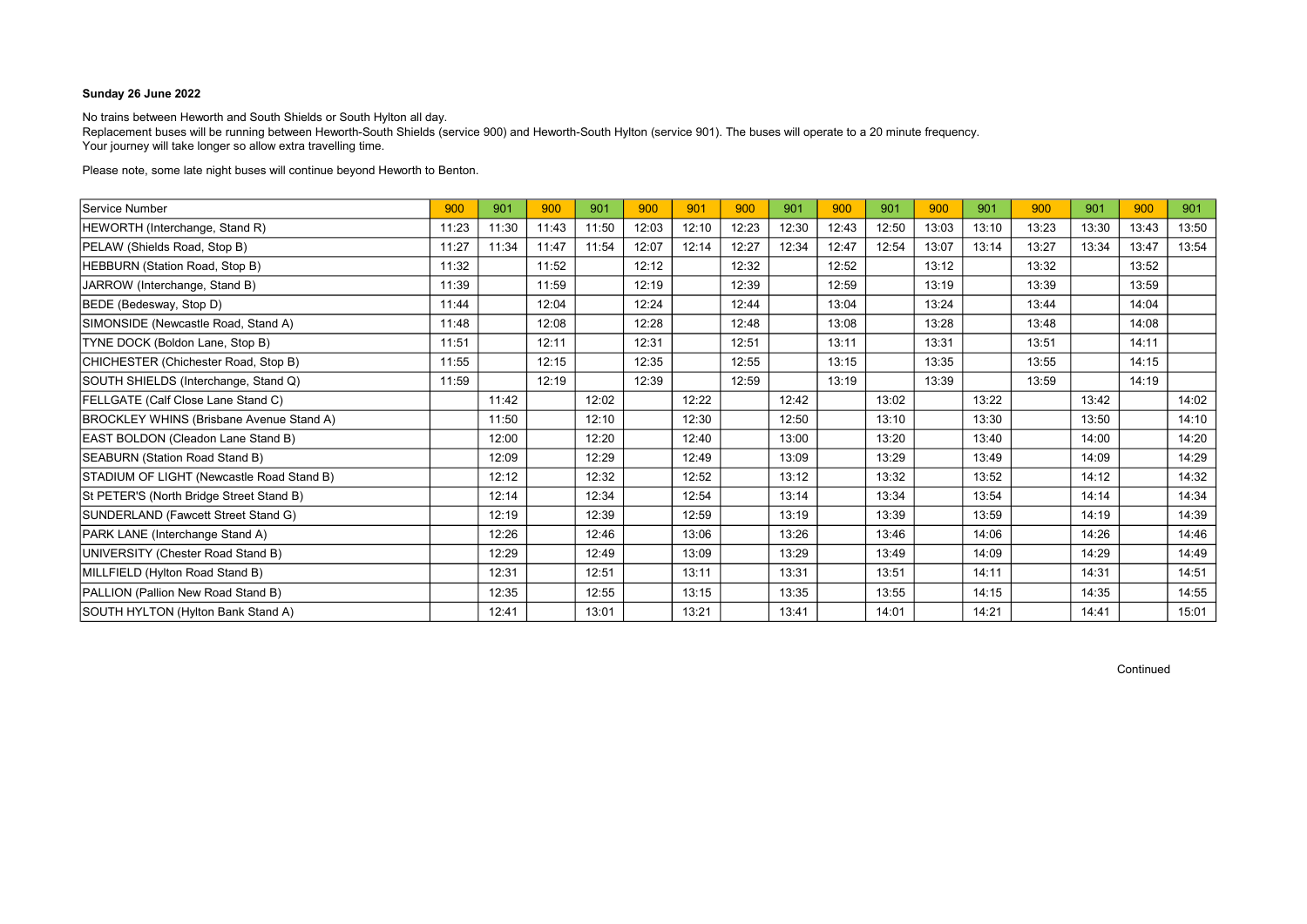**Sunday 26 June 2022**

No trains between Heworth and South Shields or South Hylton all day.
Replacement buses will be running between Heworth-South Shields (service 900) and Heworth-South Hylton (service 901). The buses will operate to a 20 minute frequency.
Your journey will take longer so allow extra travelling time.

Please note, some late night buses will continue beyond Heworth to Benton.

| Service Number | 900 | 901 | 900 | 901 | 900 | 901 | 900 | 901 | 900 | 901 | 900 | 901 | 900 | 901 | 900 | 901 |
|---|---|---|---|---|---|---|---|---|---|---|---|---|---|---|---|---|
| HEWORTH (Interchange, Stand R) | 11:23 | 11:30 | 11:43 | 11:50 | 12:03 | 12:10 | 12:23 | 12:30 | 12:43 | 12:50 | 13:03 | 13:10 | 13:23 | 13:30 | 13:43 | 13:50 |
| PELAW (Shields Road, Stop B) | 11:27 | 11:34 | 11:47 | 11:54 | 12:07 | 12:14 | 12:27 | 12:34 | 12:47 | 12:54 | 13:07 | 13:14 | 13:27 | 13:34 | 13:47 | 13:54 |
| HEBBURN (Station Road, Stop B) | 11:32 | | 11:52 | | 12:12 | | 12:32 | | 12:52 | | 13:12 | | 13:32 | | 13:52 | |
| JARROW (Interchange, Stand B) | 11:39 | | 11:59 | | 12:19 | | 12:39 | | 12:59 | | 13:19 | | 13:39 | | 13:59 | |
| BEDE (Bedesway, Stop D) | 11:44 | | 12:04 | | 12:24 | | 12:44 | | 13:04 | | 13:24 | | 13:44 | | 14:04 | |
| SIMONSIDE (Newcastle Road, Stand A) | 11:48 | | 12:08 | | 12:28 | | 12:48 | | 13:08 | | 13:28 | | 13:48 | | 14:08 | |
| TYNE DOCK (Boldon Lane, Stop B) | 11:51 | | 12:11 | | 12:31 | | 12:51 | | 13:11 | | 13:31 | | 13:51 | | 14:11 | |
| CHICHESTER (Chichester Road, Stop B) | 11:55 | | 12:15 | | 12:35 | | 12:55 | | 13:15 | | 13:35 | | 13:55 | | 14:15 | |
| SOUTH SHIELDS (Interchange, Stand Q) | 11:59 | | 12:19 | | 12:39 | | 12:59 | | 13:19 | | 13:39 | | 13:59 | | 14:19 | |
| FELLGATE (Calf Close Lane Stand C) | | 11:42 | | 12:02 | | 12:22 | | 12:42 | | 13:02 | | 13:22 | | 13:42 | | 14:02 |
| BROCKLEY WHINS (Brisbane Avenue Stand A) | | 11:50 | | 12:10 | | 12:30 | | 12:50 | | 13:10 | | 13:30 | | 13:50 | | 14:10 |
| EAST BOLDON (Cleadon Lane Stand B) | | 12:00 | | 12:20 | | 12:40 | | 13:00 | | 13:20 | | 13:40 | | 14:00 | | 14:20 |
| SEABURN (Station Road Stand B) | | 12:09 | | 12:29 | | 12:49 | | 13:09 | | 13:29 | | 13:49 | | 14:09 | | 14:29 |
| STADIUM OF LIGHT (Newcastle Road Stand B) | | 12:12 | | 12:32 | | 12:52 | | 13:12 | | 13:32 | | 13:52 | | 14:12 | | 14:32 |
| St PETER'S (North Bridge Street Stand B) | | 12:14 | | 12:34 | | 12:54 | | 13:14 | | 13:34 | | 13:54 | | 14:14 | | 14:34 |
| SUNDERLAND (Fawcett Street Stand G) | | 12:19 | | 12:39 | | 12:59 | | 13:19 | | 13:39 | | 13:59 | | 14:19 | | 14:39 |
| PARK LANE (Interchange Stand A) | | 12:26 | | 12:46 | | 13:06 | | 13:26 | | 13:46 | | 14:06 | | 14:26 | | 14:46 |
| UNIVERSITY (Chester Road Stand B) | | 12:29 | | 12:49 | | 13:09 | | 13:29 | | 13:49 | | 14:09 | | 14:29 | | 14:49 |
| MILLFIELD (Hylton Road Stand B) | | 12:31 | | 12:51 | | 13:11 | | 13:31 | | 13:51 | | 14:11 | | 14:31 | | 14:51 |
| PALLION (Pallion New Road Stand B) | | 12:35 | | 12:55 | | 13:15 | | 13:35 | | 13:55 | | 14:15 | | 14:35 | | 14:55 |
| SOUTH HYLTON (Hylton Bank Stand A) | | 12:41 | | 13:01 | | 13:21 | | 13:41 | | 14:01 | | 14:21 | | 14:41 | | 15:01 |

Continued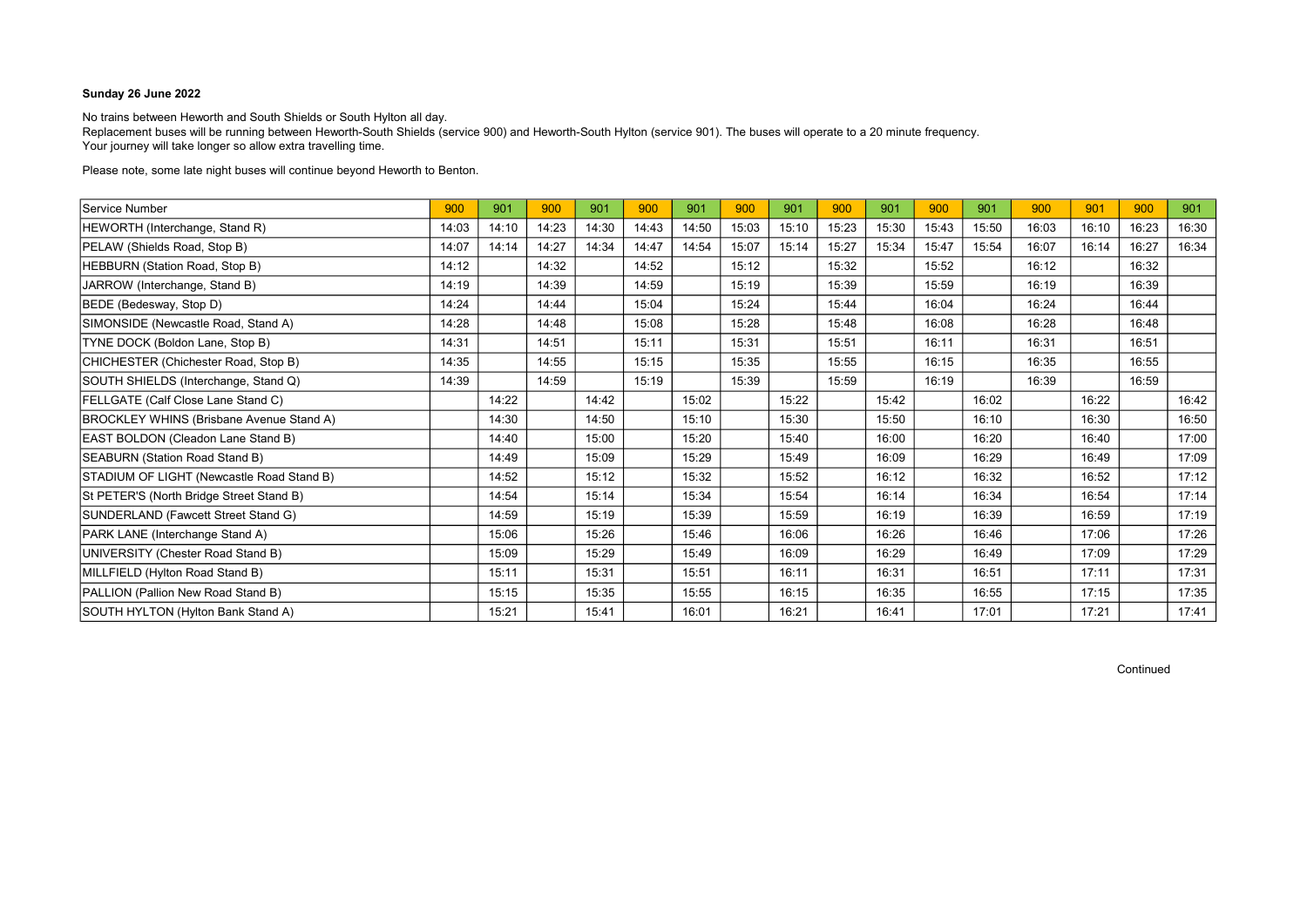**Sunday 26 June 2022**

No trains between Heworth and South Shields or South Hylton all day.
Replacement buses will be running between Heworth-South Shields (service 900) and Heworth-South Hylton (service 901). The buses will operate to a 20 minute frequency.
Your journey will take longer so allow extra travelling time.

Please note, some late night buses will continue beyond Heworth to Benton.

| Service Number | 900 | 901 | 900 | 901 | 900 | 901 | 900 | 901 | 900 | 901 | 900 | 901 | 900 | 901 | 900 | 901 |
|---|---|---|---|---|---|---|---|---|---|---|---|---|---|---|---|---|
| HEWORTH (Interchange, Stand R) | 14:03 | 14:10 | 14:23 | 14:30 | 14:43 | 14:50 | 15:03 | 15:10 | 15:23 | 15:30 | 15:43 | 15:50 | 16:03 | 16:10 | 16:23 | 16:30 |
| PELAW (Shields Road, Stop B) | 14:07 | 14:14 | 14:27 | 14:34 | 14:47 | 14:54 | 15:07 | 15:14 | 15:27 | 15:34 | 15:47 | 15:54 | 16:07 | 16:14 | 16:27 | 16:34 |
| HEBBURN (Station Road, Stop B) | 14:12 | | 14:32 | | 14:52 | | 15:12 | | 15:32 | | 15:52 | | 16:12 | | 16:32 | |
| JARROW (Interchange, Stand B) | 14:19 | | 14:39 | | 14:59 | | 15:19 | | 15:39 | | 15:59 | | 16:19 | | 16:39 | |
| BEDE (Bedesway, Stop D) | 14:24 | | 14:44 | | 15:04 | | 15:24 | | 15:44 | | 16:04 | | 16:24 | | 16:44 | |
| SIMONSIDE (Newcastle Road, Stand A) | 14:28 | | 14:48 | | 15:08 | | 15:28 | | 15:48 | | 16:08 | | 16:28 | | 16:48 | |
| TYNE DOCK (Boldon Lane, Stop B) | 14:31 | | 14:51 | | 15:11 | | 15:31 | | 15:51 | | 16:11 | | 16:31 | | 16:51 | |
| CHICHESTER (Chichester Road, Stop B) | 14:35 | | 14:55 | | 15:15 | | 15:35 | | 15:55 | | 16:15 | | 16:35 | | 16:55 | |
| SOUTH SHIELDS (Interchange, Stand Q) | 14:39 | | 14:59 | | 15:19 | | 15:39 | | 15:59 | | 16:19 | | 16:39 | | 16:59 | |
| FELLGATE (Calf Close Lane Stand C) | | 14:22 | | 14:42 | | 15:02 | | 15:22 | | 15:42 | | 16:02 | | 16:22 | | 16:42 |
| BROCKLEY WHINS (Brisbane Avenue Stand A) | | 14:30 | | 14:50 | | 15:10 | | 15:30 | | 15:50 | | 16:10 | | 16:30 | | 16:50 |
| EAST BOLDON (Cleadon Lane Stand B) | | 14:40 | | 15:00 | | 15:20 | | 15:40 | | 16:00 | | 16:20 | | 16:40 | | 17:00 |
| SEABURN (Station Road Stand B) | | 14:49 | | 15:09 | | 15:29 | | 15:49 | | 16:09 | | 16:29 | | 16:49 | | 17:09 |
| STADIUM OF LIGHT (Newcastle Road Stand B) | | 14:52 | | 15:12 | | 15:32 | | 15:52 | | 16:12 | | 16:32 | | 16:52 | | 17:12 |
| St PETER'S (North Bridge Street Stand B) | | 14:54 | | 15:14 | | 15:34 | | 15:54 | | 16:14 | | 16:34 | | 16:54 | | 17:14 |
| SUNDERLAND (Fawcett Street Stand G) | | 14:59 | | 15:19 | | 15:39 | | 15:59 | | 16:19 | | 16:39 | | 16:59 | | 17:19 |
| PARK LANE (Interchange Stand A) | | 15:06 | | 15:26 | | 15:46 | | 16:06 | | 16:26 | | 16:46 | | 17:06 | | 17:26 |
| UNIVERSITY (Chester Road Stand B) | | 15:09 | | 15:29 | | 15:49 | | 16:09 | | 16:29 | | 16:49 | | 17:09 | | 17:29 |
| MILLFIELD (Hylton Road Stand B) | | 15:11 | | 15:31 | | 15:51 | | 16:11 | | 16:31 | | 16:51 | | 17:11 | | 17:31 |
| PALLION (Pallion New Road Stand B) | | 15:15 | | 15:35 | | 15:55 | | 16:15 | | 16:35 | | 16:55 | | 17:15 | | 17:35 |
| SOUTH HYLTON (Hylton Bank Stand A) | | 15:21 | | 15:41 | | 16:01 | | 16:21 | | 16:41 | | 17:01 | | 17:21 | | 17:41 |

Continued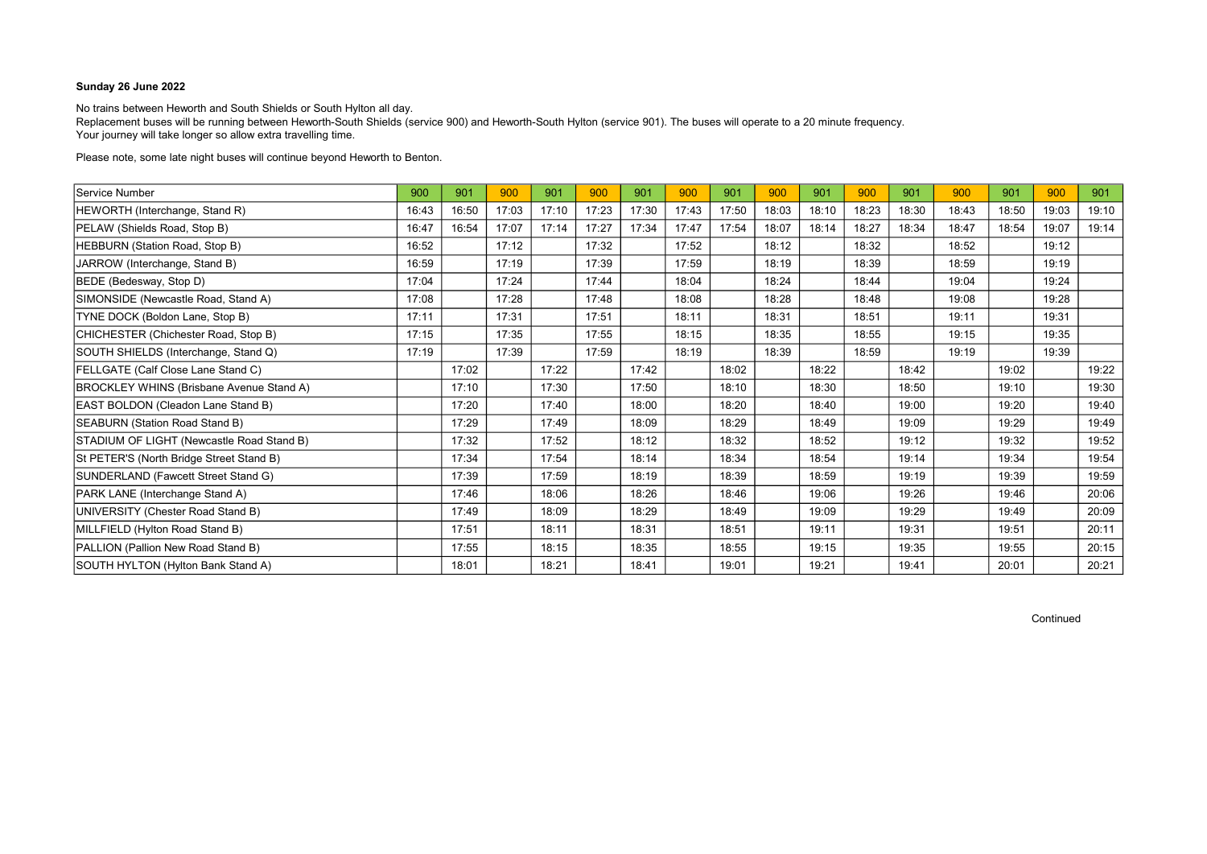**Sunday 26 June 2022**

No trains between Heworth and South Shields or South Hylton all day.
Replacement buses will be running between Heworth-South Shields (service 900) and Heworth-South Hylton (service 901). The buses will operate to a 20 minute frequency.
Your journey will take longer so allow extra travelling time.

Please note, some late night buses will continue beyond Heworth to Benton.

| Service Number | 900 | 901 | 900 | 901 | 900 | 901 | 900 | 901 | 900 | 901 | 900 | 901 | 900 | 901 | 900 | 901 |
|---|---|---|---|---|---|---|---|---|---|---|---|---|---|---|---|---|
| HEWORTH (Interchange, Stand R) | 16:43 | 16:50 | 17:03 | 17:10 | 17:23 | 17:30 | 17:43 | 17:50 | 18:03 | 18:10 | 18:23 | 18:30 | 18:43 | 18:50 | 19:03 | 19:10 |
| PELAW (Shields Road, Stop B) | 16:47 | 16:54 | 17:07 | 17:14 | 17:27 | 17:34 | 17:47 | 17:54 | 18:07 | 18:14 | 18:27 | 18:34 | 18:47 | 18:54 | 19:07 | 19:14 |
| HEBBURN (Station Road, Stop B) | 16:52 | | 17:12 | | 17:32 | | 17:52 | | 18:12 | | 18:32 | | 18:52 | | 19:12 | |
| JARROW (Interchange, Stand B) | 16:59 | | 17:19 | | 17:39 | | 17:59 | | 18:19 | | 18:39 | | 18:59 | | 19:19 | |
| BEDE (Bedesway, Stop D) | 17:04 | | 17:24 | | 17:44 | | 18:04 | | 18:24 | | 18:44 | | 19:04 | | 19:24 | |
| SIMONSIDE (Newcastle Road, Stand A) | 17:08 | | 17:28 | | 17:48 | | 18:08 | | 18:28 | | 18:48 | | 19:08 | | 19:28 | |
| TYNE DOCK (Boldon Lane, Stop B) | 17:11 | | 17:31 | | 17:51 | | 18:11 | | 18:31 | | 18:51 | | 19:11 | | 19:31 | |
| CHICHESTER (Chichester Road, Stop B) | 17:15 | | 17:35 | | 17:55 | | 18:15 | | 18:35 | | 18:55 | | 19:15 | | 19:35 | |
| SOUTH SHIELDS (Interchange, Stand Q) | 17:19 | | 17:39 | | 17:59 | | 18:19 | | 18:39 | | 18:59 | | 19:19 | | 19:39 | |
| FELLGATE (Calf Close Lane Stand C) | | 17:02 | | 17:22 | | 17:42 | | 18:02 | | 18:22 | | 18:42 | | 19:02 | | 19:22 |
| BROCKLEY WHINS (Brisbane Avenue Stand A) | | 17:10 | | 17:30 | | 17:50 | | 18:10 | | 18:30 | | 18:50 | | 19:10 | | 19:30 |
| EAST BOLDON (Cleadon Lane Stand B) | | 17:20 | | 17:40 | | 18:00 | | 18:20 | | 18:40 | | 19:00 | | 19:20 | | 19:40 |
| SEABURN (Station Road Stand B) | | 17:29 | | 17:49 | | 18:09 | | 18:29 | | 18:49 | | 19:09 | | 19:29 | | 19:49 |
| STADIUM OF LIGHT (Newcastle Road Stand B) | | 17:32 | | 17:52 | | 18:12 | | 18:32 | | 18:52 | | 19:12 | | 19:32 | | 19:52 |
| St PETER'S (North Bridge Street Stand B) | | 17:34 | | 17:54 | | 18:14 | | 18:34 | | 18:54 | | 19:14 | | 19:34 | | 19:54 |
| SUNDERLAND (Fawcett Street Stand G) | | 17:39 | | 17:59 | | 18:19 | | 18:39 | | 18:59 | | 19:19 | | 19:39 | | 19:59 |
| PARK LANE (Interchange Stand A) | | 17:46 | | 18:06 | | 18:26 | | 18:46 | | 19:06 | | 19:26 | | 19:46 | | 20:06 |
| UNIVERSITY (Chester Road Stand B) | | 17:49 | | 18:09 | | 18:29 | | 18:49 | | 19:09 | | 19:29 | | 19:49 | | 20:09 |
| MILLFIELD (Hylton Road Stand B) | | 17:51 | | 18:11 | | 18:31 | | 18:51 | | 19:11 | | 19:31 | | 19:51 | | 20:11 |
| PALLION (Pallion New Road Stand B) | | 17:55 | | 18:15 | | 18:35 | | 18:55 | | 19:15 | | 19:35 | | 19:55 | | 20:15 |
| SOUTH HYLTON (Hylton Bank Stand A) | | 18:01 | | 18:21 | | 18:41 | | 19:01 | | 19:21 | | 19:41 | | 20:01 | | 20:21 |

Continued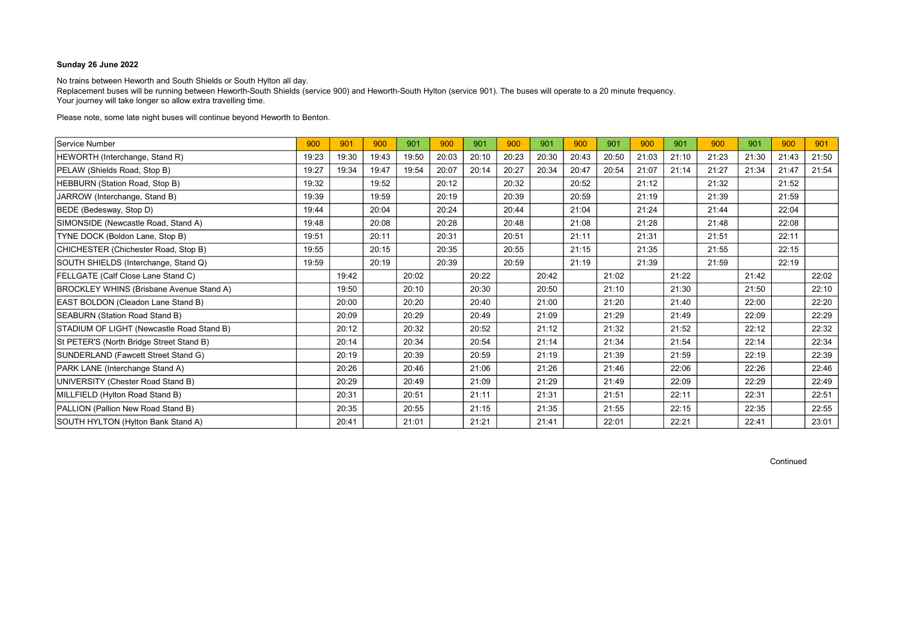**Sunday 26 June 2022**

No trains between Heworth and South Shields or South Hylton all day.
Replacement buses will be running between Heworth-South Shields (service 900) and Heworth-South Hylton (service 901). The buses will operate to a 20 minute frequency.
Your journey will take longer so allow extra travelling time.

Please note, some late night buses will continue beyond Heworth to Benton.

| Service Number | 900 | 901 | 900 | 901 | 900 | 901 | 900 | 901 | 900 | 901 | 900 | 901 | 900 | 901 | 900 | 901 |
|---|---|---|---|---|---|---|---|---|---|---|---|---|---|---|---|---|
| HEWORTH (Interchange, Stand R) | 19:23 | 19:30 | 19:43 | 19:50 | 20:03 | 20:10 | 20:23 | 20:30 | 20:43 | 20:50 | 21:03 | 21:10 | 21:23 | 21:30 | 21:43 | 21:50 |
| PELAW (Shields Road, Stop B) | 19:27 | 19:34 | 19:47 | 19:54 | 20:07 | 20:14 | 20:27 | 20:34 | 20:47 | 20:54 | 21:07 | 21:14 | 21:27 | 21:34 | 21:47 | 21:54 |
| HEBBURN (Station Road, Stop B) | 19:32 | | 19:52 | | 20:12 | | 20:32 | | 20:52 | | 21:12 | | 21:32 | | 21:52 | |
| JARROW (Interchange, Stand B) | 19:39 | | 19:59 | | 20:19 | | 20:39 | | 20:59 | | 21:19 | | 21:39 | | 21:59 | |
| BEDE (Bedesway, Stop D) | 19:44 | | 20:04 | | 20:24 | | 20:44 | | 21:04 | | 21:24 | | 21:44 | | 22:04 | |
| SIMONSIDE (Newcastle Road, Stand A) | 19:48 | | 20:08 | | 20:28 | | 20:48 | | 21:08 | | 21:28 | | 21:48 | | 22:08 | |
| TYNE DOCK (Boldon Lane, Stop B) | 19:51 | | 20:11 | | 20:31 | | 20:51 | | 21:11 | | 21:31 | | 21:51 | | 22:11 | |
| CHICHESTER (Chichester Road, Stop B) | 19:55 | | 20:15 | | 20:35 | | 20:55 | | 21:15 | | 21:35 | | 21:55 | | 22:15 | |
| SOUTH SHIELDS (Interchange, Stand Q) | 19:59 | | 20:19 | | 20:39 | | 20:59 | | 21:19 | | 21:39 | | 21:59 | | 22:19 | |
| FELLGATE (Calf Close Lane Stand C) | | 19:42 | | 20:02 | | 20:22 | | 20:42 | | 21:02 | | 21:22 | | 21:42 | | 22:02 |
| BROCKLEY WHINS (Brisbane Avenue Stand A) | | 19:50 | | 20:10 | | 20:30 | | 20:50 | | 21:10 | | 21:30 | | 21:50 | | 22:10 |
| EAST BOLDON (Cleadon Lane Stand B) | | 20:00 | | 20:20 | | 20:40 | | 21:00 | | 21:20 | | 21:40 | | 22:00 | | 22:20 |
| SEABURN (Station Road Stand B) | | 20:09 | | 20:29 | | 20:49 | | 21:09 | | 21:29 | | 21:49 | | 22:09 | | 22:29 |
| STADIUM OF LIGHT (Newcastle Road Stand B) | | 20:12 | | 20:32 | | 20:52 | | 21:12 | | 21:32 | | 21:52 | | 22:12 | | 22:32 |
| St PETER'S (North Bridge Street Stand B) | | 20:14 | | 20:34 | | 20:54 | | 21:14 | | 21:34 | | 21:54 | | 22:14 | | 22:34 |
| SUNDERLAND (Fawcett Street Stand G) | | 20:19 | | 20:39 | | 20:59 | | 21:19 | | 21:39 | | 21:59 | | 22:19 | | 22:39 |
| PARK LANE (Interchange Stand A) | | 20:26 | | 20:46 | | 21:06 | | 21:26 | | 21:46 | | 22:06 | | 22:26 | | 22:46 |
| UNIVERSITY (Chester Road Stand B) | | 20:29 | | 20:49 | | 21:09 | | 21:29 | | 21:49 | | 22:09 | | 22:29 | | 22:49 |
| MILLFIELD (Hylton Road Stand B) | | 20:31 | | 20:51 | | 21:11 | | 21:31 | | 21:51 | | 22:11 | | 22:31 | | 22:51 |
| PALLION (Pallion New Road Stand B) | | 20:35 | | 20:55 | | 21:15 | | 21:35 | | 21:55 | | 22:15 | | 22:35 | | 22:55 |
| SOUTH HYLTON (Hylton Bank Stand A) | | 20:41 | | 21:01 | | 21:21 | | 21:41 | | 22:01 | | 22:21 | | 22:41 | | 23:01 |

Continued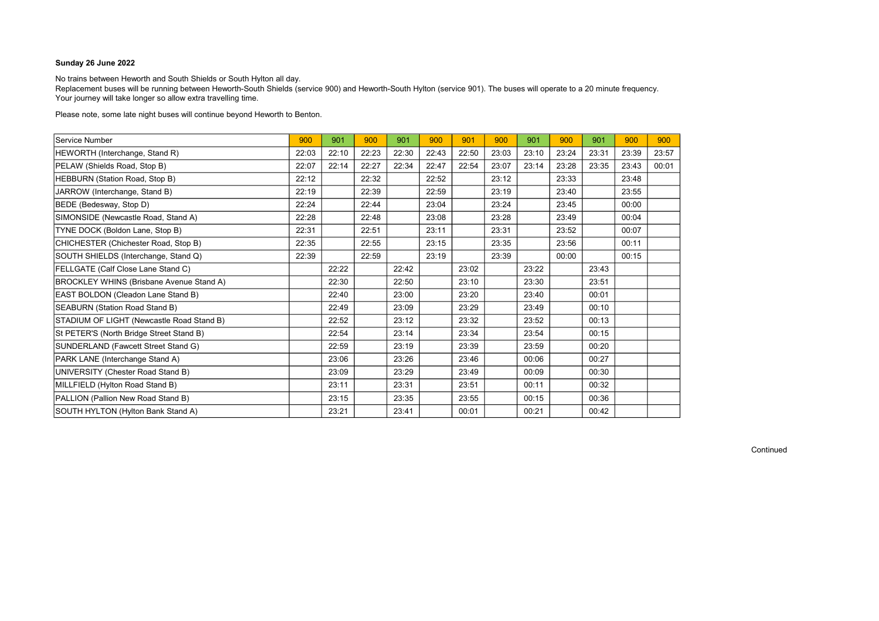**Sunday 26 June 2022**

No trains between Heworth and South Shields or South Hylton all day.
Replacement buses will be running between Heworth-South Shields (service 900) and Heworth-South Hylton (service 901). The buses will operate to a 20 minute frequency.
Your journey will take longer so allow extra travelling time.

Please note, some late night buses will continue beyond Heworth to Benton.

| Service Number | 900 | 901 | 900 | 901 | 900 | 901 | 900 | 901 | 900 | 901 | 900 | 900 |
|---|---|---|---|---|---|---|---|---|---|---|---|---|
| HEWORTH (Interchange, Stand R) | 22:03 | 22:10 | 22:23 | 22:30 | 22:43 | 22:50 | 23:03 | 23:10 | 23:24 | 23:31 | 23:39 | 23:57 |
| PELAW (Shields Road, Stop B) | 22:07 | 22:14 | 22:27 | 22:34 | 22:47 | 22:54 | 23:07 | 23:14 | 23:28 | 23:35 | 23:43 | 00:01 |
| HEBBURN (Station Road, Stop B) | 22:12 | | 22:32 | | 22:52 | | 23:12 | | 23:33 | | 23:48 | |
| JARROW (Interchange, Stand B) | 22:19 | | 22:39 | | 22:59 | | 23:19 | | 23:40 | | 23:55 | |
| BEDE (Bedesway, Stop D) | 22:24 | | 22:44 | | 23:04 | | 23:24 | | 23:45 | | 00:00 | |
| SIMONSIDE (Newcastle Road, Stand A) | 22:28 | | 22:48 | | 23:08 | | 23:28 | | 23:49 | | 00:04 | |
| TYNE DOCK (Boldon Lane, Stop B) | 22:31 | | 22:51 | | 23:11 | | 23:31 | | 23:52 | | 00:07 | |
| CHICHESTER (Chichester Road, Stop B) | 22:35 | | 22:55 | | 23:15 | | 23:35 | | 23:56 | | 00:11 | |
| SOUTH SHIELDS (Interchange, Stand Q) | 22:39 | | 22:59 | | 23:19 | | 23:39 | | 00:00 | | 00:15 | |
| FELLGATE (Calf Close Lane Stand C) | | 22:22 | | 22:42 | | 23:02 | | 23:22 | | 23:43 | | |
| BROCKLEY WHINS (Brisbane Avenue Stand A) | | 22:30 | | 22:50 | | 23:10 | | 23:30 | | 23:51 | | |
| EAST BOLDON (Cleadon Lane Stand B) | | 22:40 | | 23:00 | | 23:20 | | 23:40 | | 00:01 | | |
| SEABURN (Station Road Stand B) | | 22:49 | | 23:09 | | 23:29 | | 23:49 | | 00:10 | | |
| STADIUM OF LIGHT (Newcastle Road Stand B) | | 22:52 | | 23:12 | | 23:32 | | 23:52 | | 00:13 | | |
| St PETER'S (North Bridge Street Stand B) | | 22:54 | | 23:14 | | 23:34 | | 23:54 | | 00:15 | | |
| SUNDERLAND (Fawcett Street Stand G) | | 22:59 | | 23:19 | | 23:39 | | 23:59 | | 00:20 | | |
| PARK LANE (Interchange Stand A) | | 23:06 | | 23:26 | | 23:46 | | 00:06 | | 00:27 | | |
| UNIVERSITY (Chester Road Stand B) | | 23:09 | | 23:29 | | 23:49 | | 00:09 | | 00:30 | | |
| MILLFIELD (Hylton Road Stand B) | | 23:11 | | 23:31 | | 23:51 | | 00:11 | | 00:32 | | |
| PALLION (Pallion New Road Stand B) | | 23:15 | | 23:35 | | 23:55 | | 00:15 | | 00:36 | | |
| SOUTH HYLTON (Hylton Bank Stand A) | | 23:21 | | 23:41 | | 00:01 | | 00:21 | | 00:42 | | |

Continued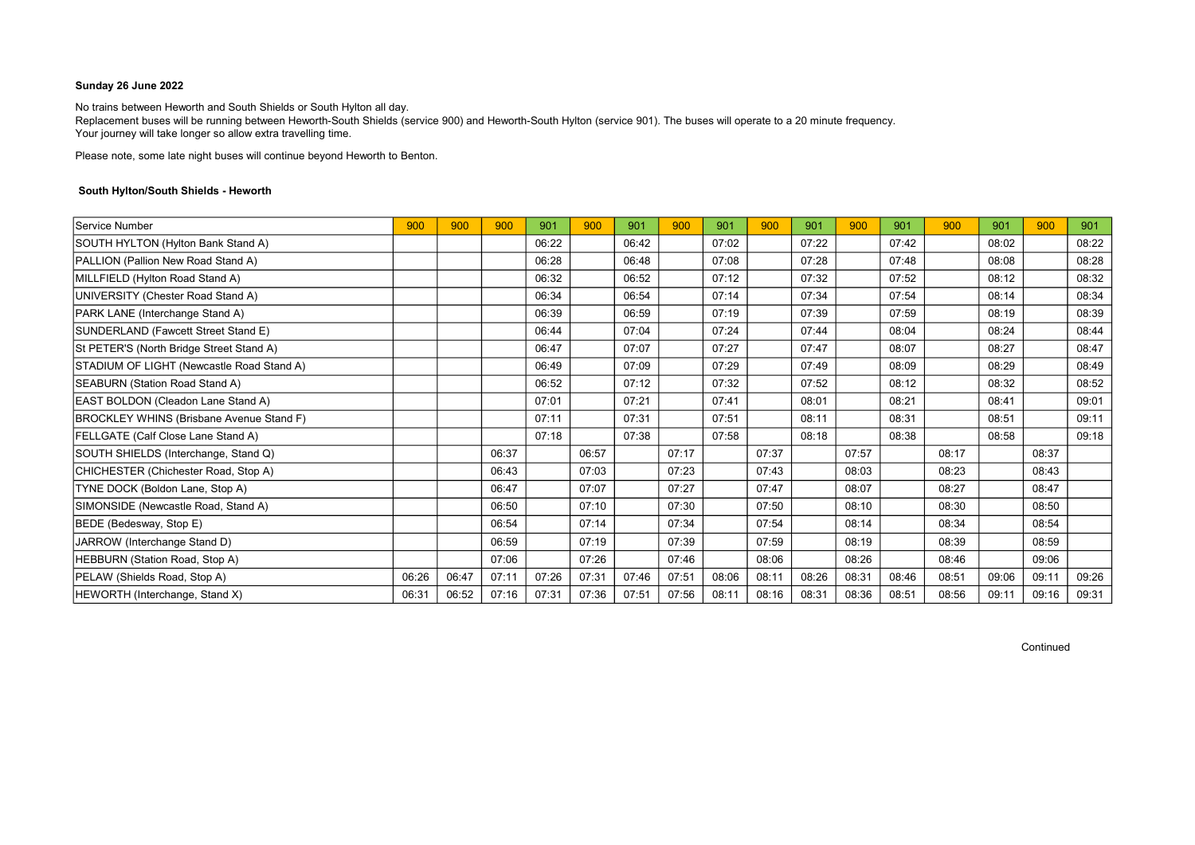**Sunday 26 June 2022**

No trains between Heworth and South Shields or South Hylton all day.
Replacement buses will be running between Heworth-South Shields (service 900) and Heworth-South Hylton (service 901). The buses will operate to a 20 minute frequency.
Your journey will take longer so allow extra travelling time.

Please note, some late night buses will continue beyond Heworth to Benton.

**South Hylton/South Shields - Heworth**

| Service Number | 900 | 900 | 900 | 901 | 900 | 901 | 900 | 901 | 900 | 901 | 900 | 901 | 900 | 901 | 900 | 901 |
|---|---|---|---|---|---|---|---|---|---|---|---|---|---|---|---|---|
| SOUTH HYLTON (Hylton Bank Stand A) | | | | 06:22 | | 06:42 | | 07:02 | | 07:22 | | 07:42 | | 08:02 | | 08:22 |
| PALLION (Pallion New Road Stand A) | | | | 06:28 | | 06:48 | | 07:08 | | 07:28 | | 07:48 | | 08:08 | | 08:28 |
| MILLFIELD (Hylton Road Stand A) | | | | 06:32 | | 06:52 | | 07:12 | | 07:32 | | 07:52 | | 08:12 | | 08:32 |
| UNIVERSITY (Chester Road Stand A) | | | | 06:34 | | 06:54 | | 07:14 | | 07:34 | | 07:54 | | 08:14 | | 08:34 |
| PARK LANE (Interchange Stand A) | | | | 06:39 | | 06:59 | | 07:19 | | 07:39 | | 07:59 | | 08:19 | | 08:39 |
| SUNDERLAND (Fawcett Street Stand E) | | | | 06:44 | | 07:04 | | 07:24 | | 07:44 | | 08:04 | | 08:24 | | 08:44 |
| St PETER'S (North Bridge Street Stand A) | | | | 06:47 | | 07:07 | | 07:27 | | 07:47 | | 08:07 | | 08:27 | | 08:47 |
| STADIUM OF LIGHT (Newcastle Road Stand A) | | | | 06:49 | | 07:09 | | 07:29 | | 07:49 | | 08:09 | | 08:29 | | 08:49 |
| SEABURN (Station Road Stand A) | | | | 06:52 | | 07:12 | | 07:32 | | 07:52 | | 08:12 | | 08:32 | | 08:52 |
| EAST BOLDON (Cleadon Lane Stand A) | | | | 07:01 | | 07:21 | | 07:41 | | 08:01 | | 08:21 | | 08:41 | | 09:01 |
| BROCKLEY WHINS (Brisbane Avenue Stand F) | | | | 07:11 | | 07:31 | | 07:51 | | 08:11 | | 08:31 | | 08:51 | | 09:11 |
| FELLGATE (Calf Close Lane Stand A) | | | | 07:18 | | 07:38 | | 07:58 | | 08:18 | | 08:38 | | 08:58 | | 09:18 |
| SOUTH SHIELDS (Interchange, Stand Q) | | | 06:37 | | 06:57 | | 07:17 | | 07:37 | | 07:57 | | 08:17 | | 08:37 | |
| CHICHESTER (Chichester Road, Stop A) | | | 06:43 | | 07:03 | | 07:23 | | 07:43 | | 08:03 | | 08:23 | | 08:43 | |
| TYNE DOCK (Boldon Lane, Stop A) | | | 06:47 | | 07:07 | | 07:27 | | 07:47 | | 08:07 | | 08:27 | | 08:47 | |
| SIMONSIDE (Newcastle Road, Stand A) | | | 06:50 | | 07:10 | | 07:30 | | 07:50 | | 08:10 | | 08:30 | | 08:50 | |
| BEDE (Bedesway, Stop E) | | | 06:54 | | 07:14 | | 07:34 | | 07:54 | | 08:14 | | 08:34 | | 08:54 | |
| JARROW (Interchange Stand D) | | | 06:59 | | 07:19 | | 07:39 | | 07:59 | | 08:19 | | 08:39 | | 08:59 | |
| HEBBURN (Station Road, Stop A) | | | 07:06 | | 07:26 | | 07:46 | | 08:06 | | 08:26 | | 08:46 | | 09:06 | |
| PELAW (Shields Road, Stop A) | 06:26 | 06:47 | 07:11 | 07:26 | 07:31 | 07:46 | 07:51 | 08:06 | 08:11 | 08:26 | 08:31 | 08:46 | 08:51 | 09:06 | 09:11 | 09:26 |
| HEWORTH (Interchange, Stand X) | 06:31 | 06:52 | 07:16 | 07:31 | 07:36 | 07:51 | 07:56 | 08:11 | 08:16 | 08:31 | 08:36 | 08:51 | 08:56 | 09:11 | 09:16 | 09:31 |

Continued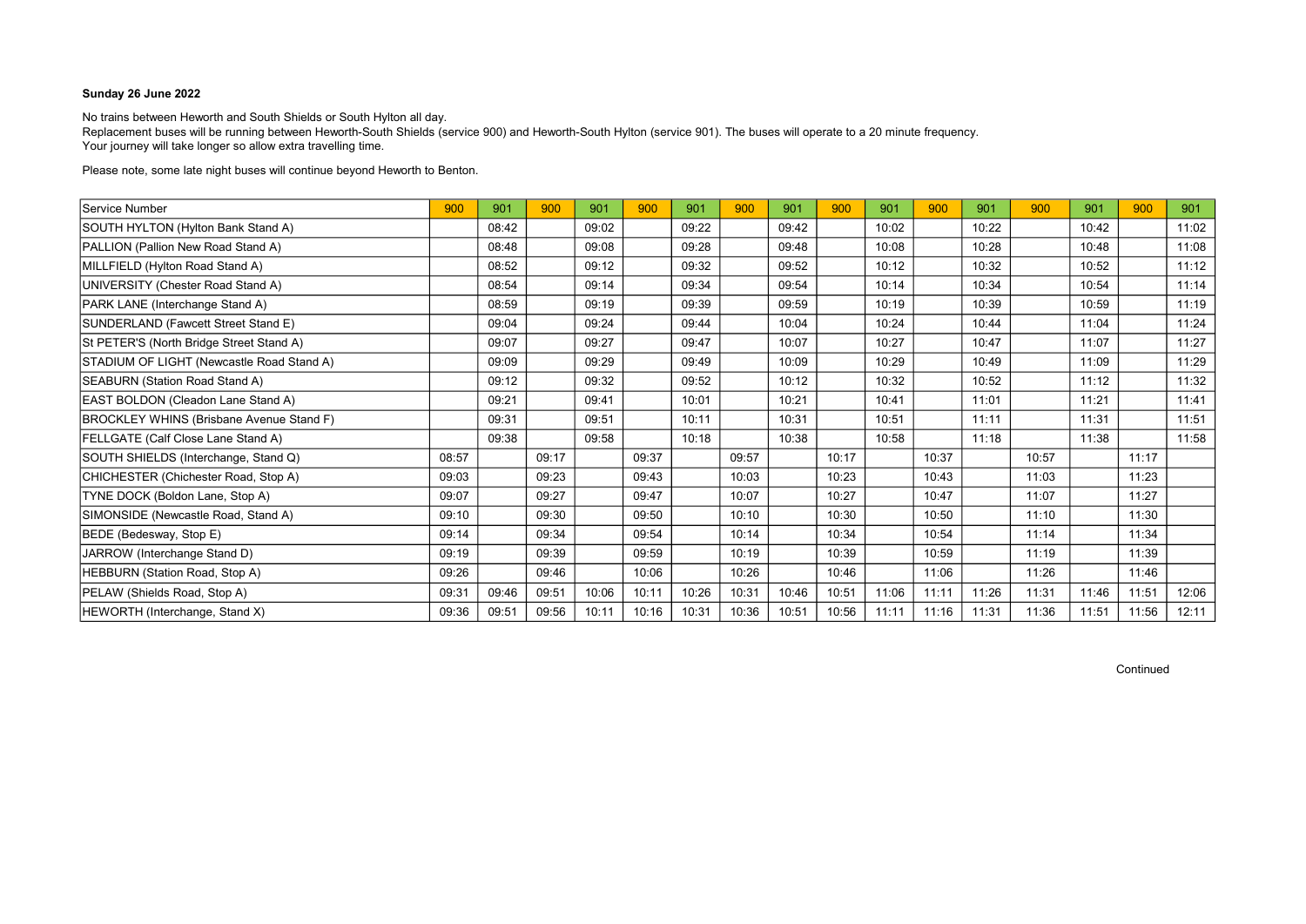**Sunday 26 June 2022**

No trains between Heworth and South Shields or South Hylton all day.
Replacement buses will be running between Heworth-South Shields (service 900) and Heworth-South Hylton (service 901). The buses will operate to a 20 minute frequency.
Your journey will take longer so allow extra travelling time.

Please note, some late night buses will continue beyond Heworth to Benton.

| Service Number | 900 | 901 | 900 | 901 | 900 | 901 | 900 | 901 | 900 | 901 | 900 | 901 | 900 | 901 | 900 | 901 |
|---|---|---|---|---|---|---|---|---|---|---|---|---|---|---|---|---|
| SOUTH HYLTON (Hylton Bank Stand A) | | 08:42 | | 09:02 | | 09:22 | | 09:42 | | 10:02 | | 10:22 | | 10:42 | | 11:02 |
| PALLION (Pallion New Road Stand A) | | 08:48 | | 09:08 | | 09:28 | | 09:48 | | 10:08 | | 10:28 | | 10:48 | | 11:08 |
| MILLFIELD (Hylton Road Stand A) | | 08:52 | | 09:12 | | 09:32 | | 09:52 | | 10:12 | | 10:32 | | 10:52 | | 11:12 |
| UNIVERSITY (Chester Road Stand A) | | 08:54 | | 09:14 | | 09:34 | | 09:54 | | 10:14 | | 10:34 | | 10:54 | | 11:14 |
| PARK LANE (Interchange Stand A) | | 08:59 | | 09:19 | | 09:39 | | 09:59 | | 10:19 | | 10:39 | | 10:59 | | 11:19 |
| SUNDERLAND (Fawcett Street Stand E) | | 09:04 | | 09:24 | | 09:44 | | 10:04 | | 10:24 | | 10:44 | | 11:04 | | 11:24 |
| St PETER'S (North Bridge Street Stand A) | | 09:07 | | 09:27 | | 09:47 | | 10:07 | | 10:27 | | 10:47 | | 11:07 | | 11:27 |
| STADIUM OF LIGHT (Newcastle Road Stand A) | | 09:09 | | 09:29 | | 09:49 | | 10:09 | | 10:29 | | 10:49 | | 11:09 | | 11:29 |
| SEABURN (Station Road Stand A) | | 09:12 | | 09:32 | | 09:52 | | 10:12 | | 10:32 | | 10:52 | | 11:12 | | 11:32 |
| EAST BOLDON (Cleadon Lane Stand A) | | 09:21 | | 09:41 | | 10:01 | | 10:21 | | 10:41 | | 11:01 | | 11:21 | | 11:41 |
| BROCKLEY WHINS (Brisbane Avenue Stand F) | | 09:31 | | 09:51 | | 10:11 | | 10:31 | | 10:51 | | 11:11 | | 11:31 | | 11:51 |
| FELLGATE (Calf Close Lane Stand A) | | 09:38 | | 09:58 | | 10:18 | | 10:38 | | 10:58 | | 11:18 | | 11:38 | | 11:58 |
| SOUTH SHIELDS (Interchange, Stand Q) | 08:57 | | 09:17 | | 09:37 | | 09:57 | | 10:17 | | 10:37 | | 10:57 | | 11:17 | |
| CHICHESTER (Chichester Road, Stop A) | 09:03 | | 09:23 | | 09:43 | | 10:03 | | 10:23 | | 10:43 | | 11:03 | | 11:23 | |
| TYNE DOCK (Boldon Lane, Stop A) | 09:07 | | 09:27 | | 09:47 | | 10:07 | | 10:27 | | 10:47 | | 11:07 | | 11:27 | |
| SIMONSIDE (Newcastle Road, Stand A) | 09:10 | | 09:30 | | 09:50 | | 10:10 | | 10:30 | | 10:50 | | 11:10 | | 11:30 | |
| BEDE (Bedesway, Stop E) | 09:14 | | 09:34 | | 09:54 | | 10:14 | | 10:34 | | 10:54 | | 11:14 | | 11:34 | |
| JARROW (Interchange Stand D) | 09:19 | | 09:39 | | 09:59 | | 10:19 | | 10:39 | | 10:59 | | 11:19 | | 11:39 | |
| HEBBURN (Station Road, Stop A) | 09:26 | | 09:46 | | 10:06 | | 10:26 | | 10:46 | | 11:06 | | 11:26 | | 11:46 | |
| PELAW (Shields Road, Stop A) | 09:31 | 09:46 | 09:51 | 10:06 | 10:11 | 10:26 | 10:31 | 10:46 | 10:51 | 11:06 | 11:11 | 11:26 | 11:31 | 11:46 | 11:51 | 12:06 |
| HEWORTH (Interchange, Stand X) | 09:36 | 09:51 | 09:56 | 10:11 | 10:16 | 10:31 | 10:36 | 10:51 | 10:56 | 11:11 | 11:16 | 11:31 | 11:36 | 11:51 | 11:56 | 12:11 |

Continued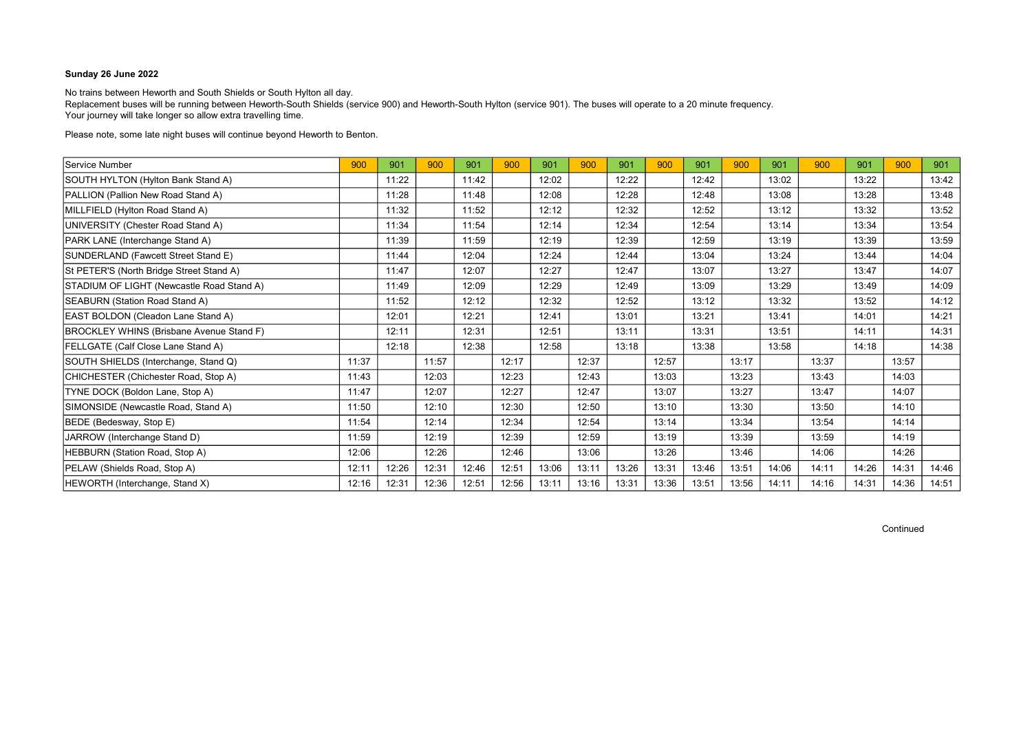**Sunday 26 June 2022**

No trains between Heworth and South Shields or South Hylton all day.
Replacement buses will be running between Heworth-South Shields (service 900) and Heworth-South Hylton (service 901). The buses will operate to a 20 minute frequency.
Your journey will take longer so allow extra travelling time.

Please note, some late night buses will continue beyond Heworth to Benton.

| Service Number | 900 | 901 | 900 | 901 | 900 | 901 | 900 | 901 | 900 | 901 | 900 | 901 | 900 | 901 | 900 | 901 |
|---|---|---|---|---|---|---|---|---|---|---|---|---|---|---|---|---|
| SOUTH HYLTON (Hylton Bank Stand A) | | 11:22 | | 11:42 | | 12:02 | | 12:22 | | 12:42 | | 13:02 | | 13:22 | | 13:42 |
| PALLION (Pallion New Road Stand A) | | 11:28 | | 11:48 | | 12:08 | | 12:28 | | 12:48 | | 13:08 | | 13:28 | | 13:48 |
| MILLFIELD (Hylton Road Stand A) | | 11:32 | | 11:52 | | 12:12 | | 12:32 | | 12:52 | | 13:12 | | 13:32 | | 13:52 |
| UNIVERSITY (Chester Road Stand A) | | 11:34 | | 11:54 | | 12:14 | | 12:34 | | 12:54 | | 13:14 | | 13:34 | | 13:54 |
| PARK LANE (Interchange Stand A) | | 11:39 | | 11:59 | | 12:19 | | 12:39 | | 12:59 | | 13:19 | | 13:39 | | 13:59 |
| SUNDERLAND (Fawcett Street Stand E) | | 11:44 | | 12:04 | | 12:24 | | 12:44 | | 13:04 | | 13:24 | | 13:44 | | 14:04 |
| St PETER'S (North Bridge Street Stand A) | | 11:47 | | 12:07 | | 12:27 | | 12:47 | | 13:07 | | 13:27 | | 13:47 | | 14:07 |
| STADIUM OF LIGHT (Newcastle Road Stand A) | | 11:49 | | 12:09 | | 12:29 | | 12:49 | | 13:09 | | 13:29 | | 13:49 | | 14:09 |
| SEABURN (Station Road Stand A) | | 11:52 | | 12:12 | | 12:32 | | 12:52 | | 13:12 | | 13:32 | | 13:52 | | 14:12 |
| EAST BOLDON (Cleadon Lane Stand A) | | 12:01 | | 12:21 | | 12:41 | | 13:01 | | 13:21 | | 13:41 | | 14:01 | | 14:21 |
| BROCKLEY WHINS (Brisbane Avenue Stand F) | | 12:11 | | 12:31 | | 12:51 | | 13:11 | | 13:31 | | 13:51 | | 14:11 | | 14:31 |
| FELLGATE (Calf Close Lane Stand A) | | 12:18 | | 12:38 | | 12:58 | | 13:18 | | 13:38 | | 13:58 | | 14:18 | | 14:38 |
| SOUTH SHIELDS (Interchange, Stand Q) | 11:37 | | 11:57 | | 12:17 | | 12:37 | | 12:57 | | 13:17 | | 13:37 | | 13:57 | |
| CHICHESTER (Chichester Road, Stop A) | 11:43 | | 12:03 | | 12:23 | | 12:43 | | 13:03 | | 13:23 | | 13:43 | | 14:03 | |
| TYNE DOCK (Boldon Lane, Stop A) | 11:47 | | 12:07 | | 12:27 | | 12:47 | | 13:07 | | 13:27 | | 13:47 | | 14:07 | |
| SIMONSIDE (Newcastle Road, Stand A) | 11:50 | | 12:10 | | 12:30 | | 12:50 | | 13:10 | | 13:30 | | 13:50 | | 14:10 | |
| BEDE (Bedesway, Stop E) | 11:54 | | 12:14 | | 12:34 | | 12:54 | | 13:14 | | 13:34 | | 13:54 | | 14:14 | |
| JARROW (Interchange Stand D) | 11:59 | | 12:19 | | 12:39 | | 12:59 | | 13:19 | | 13:39 | | 13:59 | | 14:19 | |
| HEBBURN (Station Road, Stop A) | 12:06 | | 12:26 | | 12:46 | | 13:06 | | 13:26 | | 13:46 | | 14:06 | | 14:26 | |
| PELAW (Shields Road, Stop A) | 12:11 | 12:26 | 12:31 | 12:46 | 12:51 | 13:06 | 13:11 | 13:26 | 13:31 | 13:46 | 13:51 | 14:06 | 14:11 | 14:26 | 14:31 | 14:46 |
| HEWORTH (Interchange, Stand X) | 12:16 | 12:31 | 12:36 | 12:51 | 12:56 | 13:11 | 13:16 | 13:31 | 13:36 | 13:51 | 13:56 | 14:11 | 14:16 | 14:31 | 14:36 | 14:51 |

Continued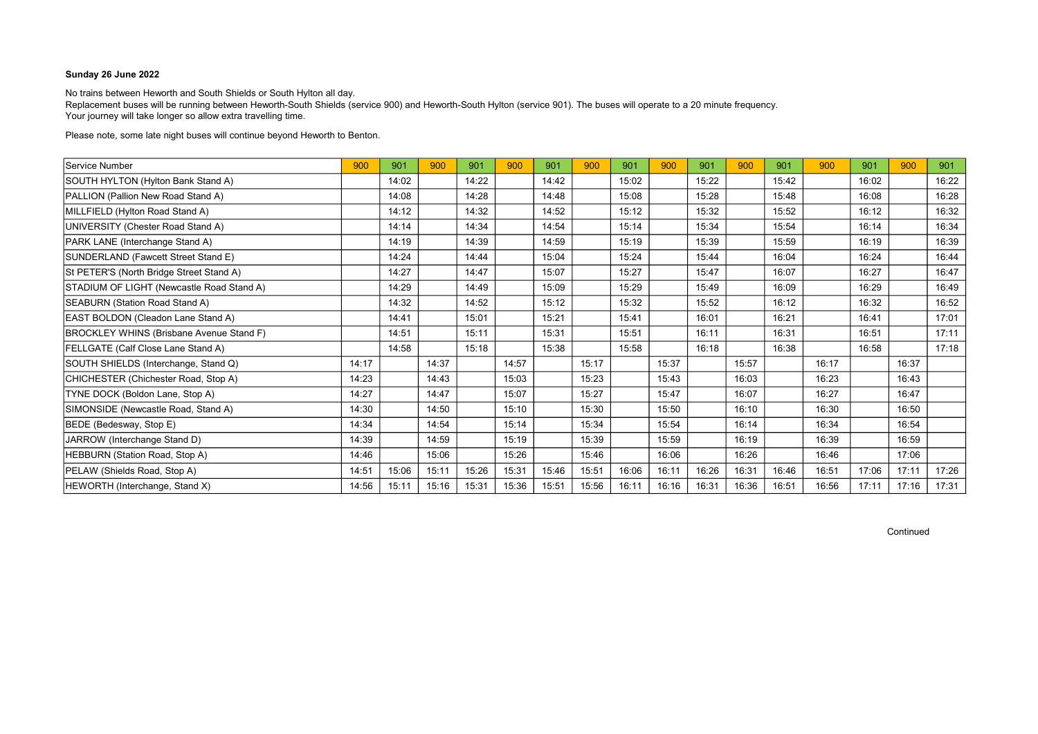**Sunday 26 June 2022**

No trains between Heworth and South Shields or South Hylton all day.
Replacement buses will be running between Heworth-South Shields (service 900) and Heworth-South Hylton (service 901). The buses will operate to a 20 minute frequency.
Your journey will take longer so allow extra travelling time.

Please note, some late night buses will continue beyond Heworth to Benton.

| Service Number | 900 | 901 | 900 | 901 | 900 | 901 | 900 | 901 | 900 | 901 | 900 | 901 | 900 | 901 | 900 | 901 |
|---|---|---|---|---|---|---|---|---|---|---|---|---|---|---|---|---|
| SOUTH HYLTON (Hylton Bank Stand A) | | 14:02 | | 14:22 | | 14:42 | | 15:02 | | 15:22 | | 15:42 | | 16:02 | | 16:22 |
| PALLION (Pallion New Road Stand A) | | 14:08 | | 14:28 | | 14:48 | | 15:08 | | 15:28 | | 15:48 | | 16:08 | | 16:28 |
| MILLFIELD (Hylton Road Stand A) | | 14:12 | | 14:32 | | 14:52 | | 15:12 | | 15:32 | | 15:52 | | 16:12 | | 16:32 |
| UNIVERSITY (Chester Road Stand A) | | 14:14 | | 14:34 | | 14:54 | | 15:14 | | 15:34 | | 15:54 | | 16:14 | | 16:34 |
| PARK LANE (Interchange Stand A) | | 14:19 | | 14:39 | | 14:59 | | 15:19 | | 15:39 | | 15:59 | | 16:19 | | 16:39 |
| SUNDERLAND (Fawcett Street Stand E) | | 14:24 | | 14:44 | | 15:04 | | 15:24 | | 15:44 | | 16:04 | | 16:24 | | 16:44 |
| St PETER'S (North Bridge Street Stand A) | | 14:27 | | 14:47 | | 15:07 | | 15:27 | | 15:47 | | 16:07 | | 16:27 | | 16:47 |
| STADIUM OF LIGHT (Newcastle Road Stand A) | | 14:29 | | 14:49 | | 15:09 | | 15:29 | | 15:49 | | 16:09 | | 16:29 | | 16:49 |
| SEABURN (Station Road Stand A) | | 14:32 | | 14:52 | | 15:12 | | 15:32 | | 15:52 | | 16:12 | | 16:32 | | 16:52 |
| EAST BOLDON (Cleadon Lane Stand A) | | 14:41 | | 15:01 | | 15:21 | | 15:41 | | 16:01 | | 16:21 | | 16:41 | | 17:01 |
| BROCKLEY WHINS (Brisbane Avenue Stand F) | | 14:51 | | 15:11 | | 15:31 | | 15:51 | | 16:11 | | 16:31 | | 16:51 | | 17:11 |
| FELLGATE (Calf Close Lane Stand A) | | 14:58 | | 15:18 | | 15:38 | | 15:58 | | 16:18 | | 16:38 | | 16:58 | | 17:18 |
| SOUTH SHIELDS (Interchange, Stand Q) | 14:17 | | 14:37 | | 14:57 | | 15:17 | | 15:37 | | 15:57 | | 16:17 | | 16:37 | |
| CHICHESTER (Chichester Road, Stop A) | 14:23 | | 14:43 | | 15:03 | | 15:23 | | 15:43 | | 16:03 | | 16:23 | | 16:43 | |
| TYNE DOCK (Boldon Lane, Stop A) | 14:27 | | 14:47 | | 15:07 | | 15:27 | | 15:47 | | 16:07 | | 16:27 | | 16:47 | |
| SIMONSIDE (Newcastle Road, Stand A) | 14:30 | | 14:50 | | 15:10 | | 15:30 | | 15:50 | | 16:10 | | 16:30 | | 16:50 | |
| BEDE (Bedesway, Stop E) | 14:34 | | 14:54 | | 15:14 | | 15:34 | | 15:54 | | 16:14 | | 16:34 | | 16:54 | |
| JARROW (Interchange Stand D) | 14:39 | | 14:59 | | 15:19 | | 15:39 | | 15:59 | | 16:19 | | 16:39 | | 16:59 | |
| HEBBURN (Station Road, Stop A) | 14:46 | | 15:06 | | 15:26 | | 15:46 | | 16:06 | | 16:26 | | 16:46 | | 17:06 | |
| PELAW (Shields Road, Stop A) | 14:51 | 15:06 | 15:11 | 15:26 | 15:31 | 15:46 | 15:51 | 16:06 | 16:11 | 16:26 | 16:31 | 16:46 | 16:51 | 17:06 | 17:11 | 17:26 |
| HEWORTH (Interchange, Stand X) | 14:56 | 15:11 | 15:16 | 15:31 | 15:36 | 15:51 | 15:56 | 16:11 | 16:16 | 16:31 | 16:36 | 16:51 | 16:56 | 17:11 | 17:16 | 17:31 |

Continued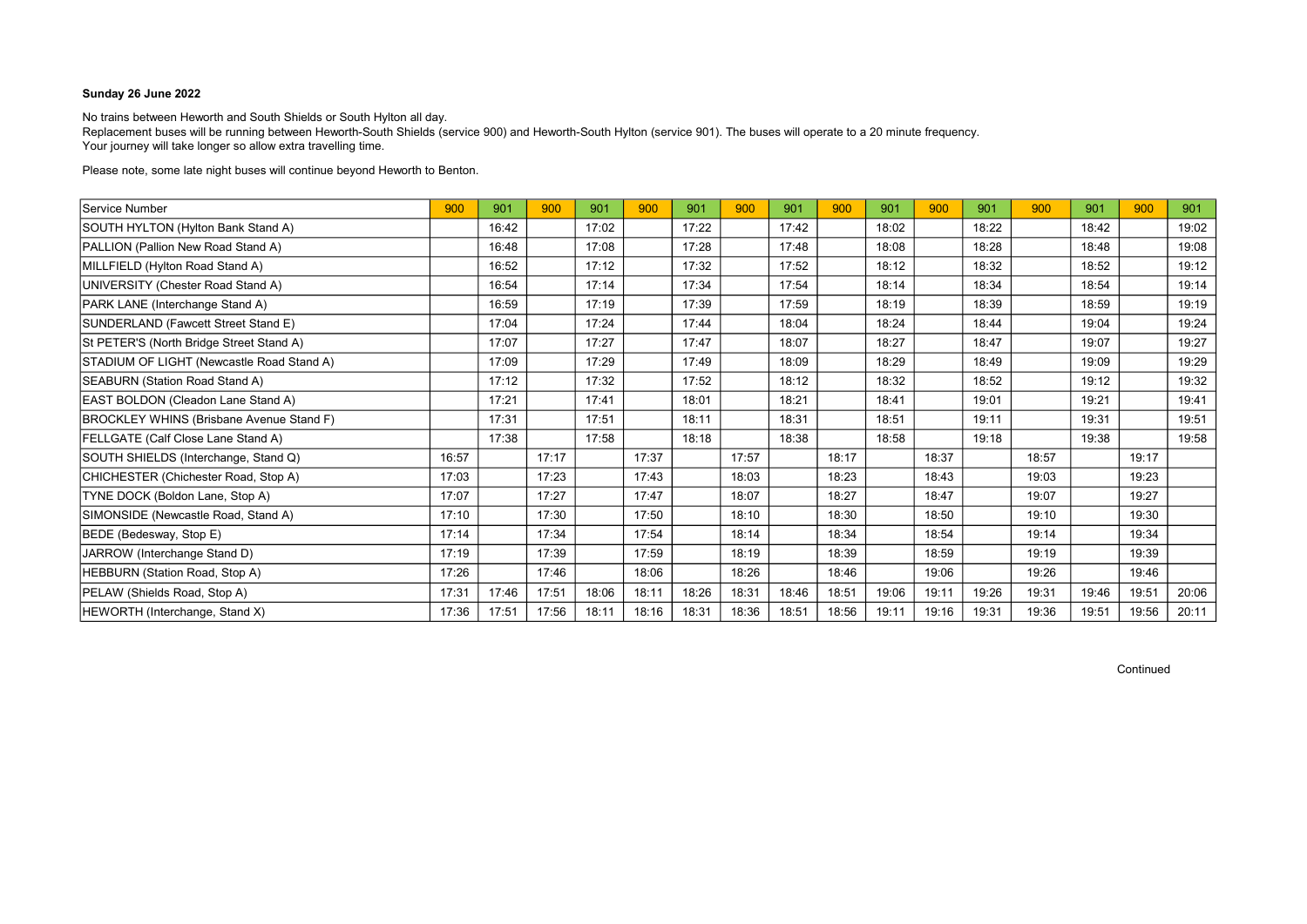**Sunday 26 June 2022**

No trains between Heworth and South Shields or South Hylton all day.
Replacement buses will be running between Heworth-South Shields (service 900) and Heworth-South Hylton (service 901). The buses will operate to a 20 minute frequency.
Your journey will take longer so allow extra travelling time.

Please note, some late night buses will continue beyond Heworth to Benton.

| Service Number | 900 | 901 | 900 | 901 | 900 | 901 | 900 | 901 | 900 | 901 | 900 | 901 | 900 | 901 | 900 | 901 |
|---|---|---|---|---|---|---|---|---|---|---|---|---|---|---|---|---|
| SOUTH HYLTON (Hylton Bank Stand A) | | 16:42 | | 17:02 | | 17:22 | | 17:42 | | 18:02 | | 18:22 | | 18:42 | | 19:02 |
| PALLION (Pallion New Road Stand A) | | 16:48 | | 17:08 | | 17:28 | | 17:48 | | 18:08 | | 18:28 | | 18:48 | | 19:08 |
| MILLFIELD (Hylton Road Stand A) | | 16:52 | | 17:12 | | 17:32 | | 17:52 | | 18:12 | | 18:32 | | 18:52 | | 19:12 |
| UNIVERSITY (Chester Road Stand A) | | 16:54 | | 17:14 | | 17:34 | | 17:54 | | 18:14 | | 18:34 | | 18:54 | | 19:14 |
| PARK LANE (Interchange Stand A) | | 16:59 | | 17:19 | | 17:39 | | 17:59 | | 18:19 | | 18:39 | | 18:59 | | 19:19 |
| SUNDERLAND (Fawcett Street Stand E) | | 17:04 | | 17:24 | | 17:44 | | 18:04 | | 18:24 | | 18:44 | | 19:04 | | 19:24 |
| St PETER'S (North Bridge Street Stand A) | | 17:07 | | 17:27 | | 17:47 | | 18:07 | | 18:27 | | 18:47 | | 19:07 | | 19:27 |
| STADIUM OF LIGHT (Newcastle Road Stand A) | | 17:09 | | 17:29 | | 17:49 | | 18:09 | | 18:29 | | 18:49 | | 19:09 | | 19:29 |
| SEABURN (Station Road Stand A) | | 17:12 | | 17:32 | | 17:52 | | 18:12 | | 18:32 | | 18:52 | | 19:12 | | 19:32 |
| EAST BOLDON (Cleadon Lane Stand A) | | 17:21 | | 17:41 | | 18:01 | | 18:21 | | 18:41 | | 19:01 | | 19:21 | | 19:41 |
| BROCKLEY WHINS (Brisbane Avenue Stand F) | | 17:31 | | 17:51 | | 18:11 | | 18:31 | | 18:51 | | 19:11 | | 19:31 | | 19:51 |
| FELLGATE (Calf Close Lane Stand A) | | 17:38 | | 17:58 | | 18:18 | | 18:38 | | 18:58 | | 19:18 | | 19:38 | | 19:58 |
| SOUTH SHIELDS (Interchange, Stand Q) | 16:57 | | 17:17 | | 17:37 | | 17:57 | | 18:17 | | 18:37 | | 18:57 | | 19:17 | |
| CHICHESTER (Chichester Road, Stop A) | 17:03 | | 17:23 | | 17:43 | | 18:03 | | 18:23 | | 18:43 | | 19:03 | | 19:23 | |
| TYNE DOCK (Boldon Lane, Stop A) | 17:07 | | 17:27 | | 17:47 | | 18:07 | | 18:27 | | 18:47 | | 19:07 | | 19:27 | |
| SIMONSIDE (Newcastle Road, Stand A) | 17:10 | | 17:30 | | 17:50 | | 18:10 | | 18:30 | | 18:50 | | 19:10 | | 19:30 | |
| BEDE (Bedesway, Stop E) | 17:14 | | 17:34 | | 17:54 | | 18:14 | | 18:34 | | 18:54 | | 19:14 | | 19:34 | |
| JARROW (Interchange Stand D) | 17:19 | | 17:39 | | 17:59 | | 18:19 | | 18:39 | | 18:59 | | 19:19 | | 19:39 | |
| HEBBURN (Station Road, Stop A) | 17:26 | | 17:46 | | 18:06 | | 18:26 | | 18:46 | | 19:06 | | 19:26 | | 19:46 | |
| PELAW (Shields Road, Stop A) | 17:31 | 17:46 | 17:51 | 18:06 | 18:11 | 18:26 | 18:31 | 18:46 | 18:51 | 19:06 | 19:11 | 19:26 | 19:31 | 19:46 | 19:51 | 20:06 |
| HEWORTH (Interchange, Stand X) | 17:36 | 17:51 | 17:56 | 18:11 | 18:16 | 18:31 | 18:36 | 18:51 | 18:56 | 19:11 | 19:16 | 19:31 | 19:36 | 19:51 | 19:56 | 20:11 |

Continued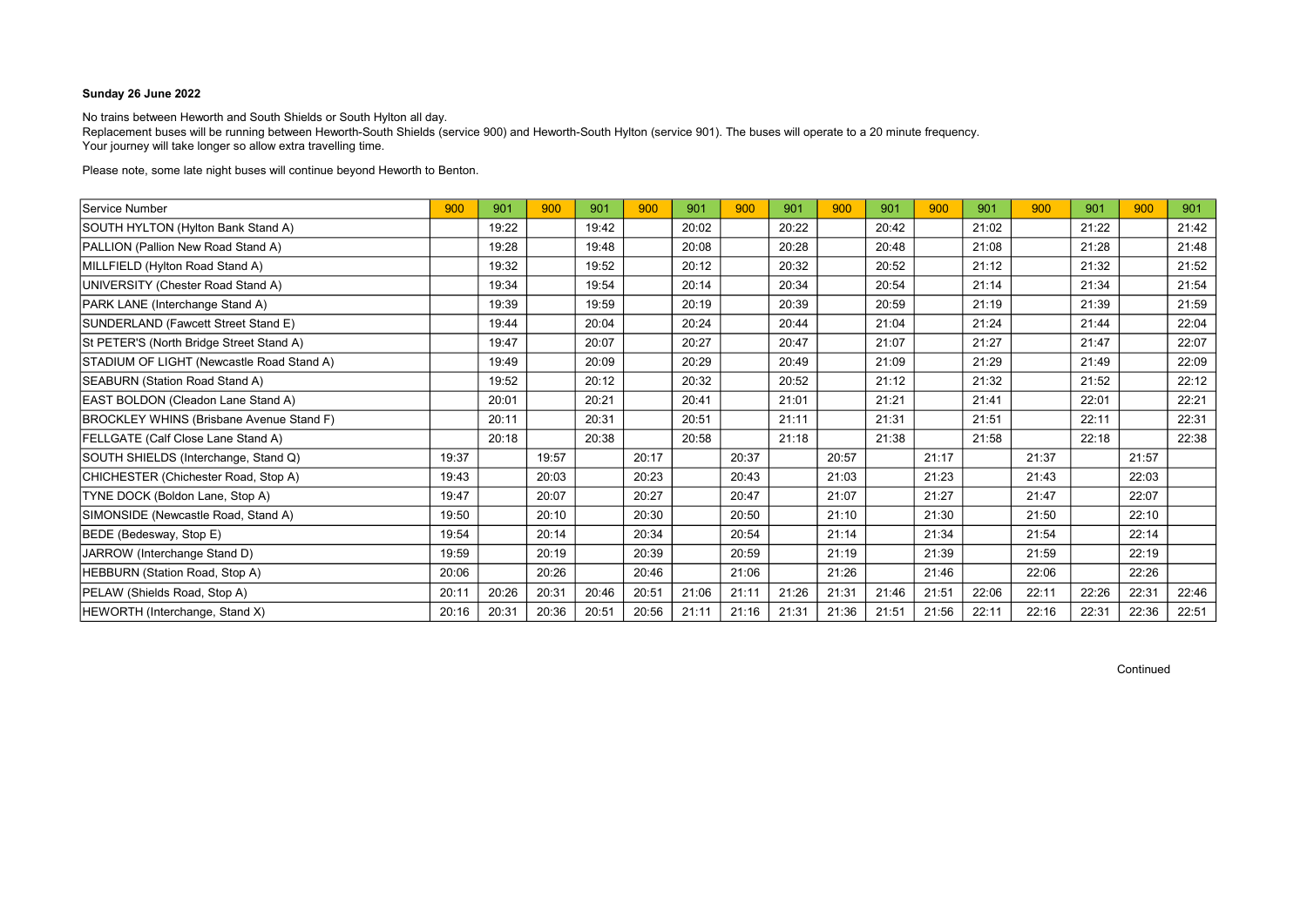**Sunday 26 June 2022**

No trains between Heworth and South Shields or South Hylton all day.
Replacement buses will be running between Heworth-South Shields (service 900) and Heworth-South Hylton (service 901). The buses will operate to a 20 minute frequency.
Your journey will take longer so allow extra travelling time.

Please note, some late night buses will continue beyond Heworth to Benton.

| Service Number | 900 | 901 | 900 | 901 | 900 | 901 | 900 | 901 | 900 | 901 | 900 | 901 | 900 | 901 | 900 | 901 |
|---|---|---|---|---|---|---|---|---|---|---|---|---|---|---|---|---|
| SOUTH HYLTON (Hylton Bank Stand A) | | 19:22 | | 19:42 | | 20:02 | | 20:22 | | 20:42 | | 21:02 | | 21:22 | | 21:42 |
| PALLION (Pallion New Road Stand A) | | 19:28 | | 19:48 | | 20:08 | | 20:28 | | 20:48 | | 21:08 | | 21:28 | | 21:48 |
| MILLFIELD (Hylton Road Stand A) | | 19:32 | | 19:52 | | 20:12 | | 20:32 | | 20:52 | | 21:12 | | 21:32 | | 21:52 |
| UNIVERSITY (Chester Road Stand A) | | 19:34 | | 19:54 | | 20:14 | | 20:34 | | 20:54 | | 21:14 | | 21:34 | | 21:54 |
| PARK LANE (Interchange Stand A) | | 19:39 | | 19:59 | | 20:19 | | 20:39 | | 20:59 | | 21:19 | | 21:39 | | 21:59 |
| SUNDERLAND (Fawcett Street Stand E) | | 19:44 | | 20:04 | | 20:24 | | 20:44 | | 21:04 | | 21:24 | | 21:44 | | 22:04 |
| St PETER'S (North Bridge Street Stand A) | | 19:47 | | 20:07 | | 20:27 | | 20:47 | | 21:07 | | 21:27 | | 21:47 | | 22:07 |
| STADIUM OF LIGHT (Newcastle Road Stand A) | | 19:49 | | 20:09 | | 20:29 | | 20:49 | | 21:09 | | 21:29 | | 21:49 | | 22:09 |
| SEABURN (Station Road Stand A) | | 19:52 | | 20:12 | | 20:32 | | 20:52 | | 21:12 | | 21:32 | | 21:52 | | 22:12 |
| EAST BOLDON (Cleadon Lane Stand A) | | 20:01 | | 20:21 | | 20:41 | | 21:01 | | 21:21 | | 21:41 | | 22:01 | | 22:21 |
| BROCKLEY WHINS (Brisbane Avenue Stand F) | | 20:11 | | 20:31 | | 20:51 | | 21:11 | | 21:31 | | 21:51 | | 22:11 | | 22:31 |
| FELLGATE (Calf Close Lane Stand A) | | 20:18 | | 20:38 | | 20:58 | | 21:18 | | 21:38 | | 21:58 | | 22:18 | | 22:38 |
| SOUTH SHIELDS (Interchange, Stand Q) | 19:37 | | 19:57 | | 20:17 | | 20:37 | | 20:57 | | 21:17 | | 21:37 | | 21:57 | |
| CHICHESTER (Chichester Road, Stop A) | 19:43 | | 20:03 | | 20:23 | | 20:43 | | 21:03 | | 21:23 | | 21:43 | | 22:03 | |
| TYNE DOCK (Boldon Lane, Stop A) | 19:47 | | 20:07 | | 20:27 | | 20:47 | | 21:07 | | 21:27 | | 21:47 | | 22:07 | |
| SIMONSIDE (Newcastle Road, Stand A) | 19:50 | | 20:10 | | 20:30 | | 20:50 | | 21:10 | | 21:30 | | 21:50 | | 22:10 | |
| BEDE (Bedesway, Stop E) | 19:54 | | 20:14 | | 20:34 | | 20:54 | | 21:14 | | 21:34 | | 21:54 | | 22:14 | |
| JARROW (Interchange Stand D) | 19:59 | | 20:19 | | 20:39 | | 20:59 | | 21:19 | | 21:39 | | 21:59 | | 22:19 | |
| HEBBURN (Station Road, Stop A) | 20:06 | | 20:26 | | 20:46 | | 21:06 | | 21:26 | | 21:46 | | 22:06 | | 22:26 | |
| PELAW (Shields Road, Stop A) | 20:11 | 20:26 | 20:31 | 20:46 | 20:51 | 21:06 | 21:11 | 21:26 | 21:31 | 21:46 | 21:51 | 22:06 | 22:11 | 22:26 | 22:31 | 22:46 |
| HEWORTH (Interchange, Stand X) | 20:16 | 20:31 | 20:36 | 20:51 | 20:56 | 21:11 | 21:16 | 21:31 | 21:36 | 21:51 | 21:56 | 22:11 | 22:16 | 22:31 | 22:36 | 22:51 |

Continued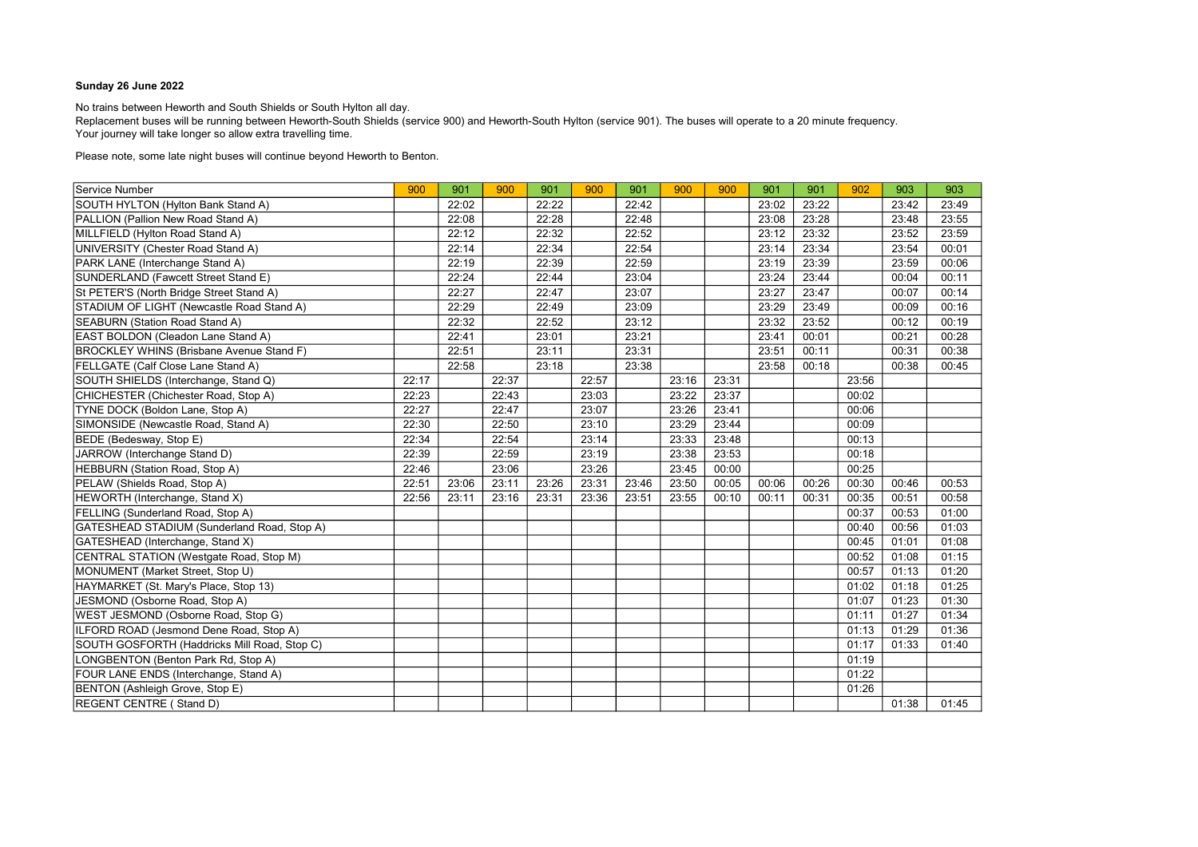**Sunday 26 June 2022**

No trains between Heworth and South Shields or South Hylton all day.
Replacement buses will be running between Heworth-South Shields (service 900) and Heworth-South Hylton (service 901). The buses will operate to a 20 minute frequency.
Your journey will take longer so allow extra travelling time.

Please note, some late night buses will continue beyond Heworth to Benton.

| Service Number | 900 | 901 | 900 | 901 | 900 | 901 | 900 | 900 | 901 | 901 | 902 | 903 | 903 |
|---|---|---|---|---|---|---|---|---|---|---|---|---|---|
| SOUTH HYLTON (Hylton Bank Stand A) | | 22:02 | | 22:22 | | 22:42 | | | 23:02 | 23:22 | | 23:42 | 23:49 |
| PALLION (Pallion New Road Stand A) | | 22:08 | | 22:28 | | 22:48 | | | 23:08 | 23:28 | | 23:48 | 23:55 |
| MILLFIELD (Hylton Road Stand A) | | 22:12 | | 22:32 | | 22:52 | | | 23:12 | 23:32 | | 23:52 | 23:59 |
| UNIVERSITY (Chester Road Stand A) | | 22:14 | | 22:34 | | 22:54 | | | 23:14 | 23:34 | | 23:54 | 00:01 |
| PARK LANE (Interchange Stand A) | | 22:19 | | 22:39 | | 22:59 | | | 23:19 | 23:39 | | 23:59 | 00:06 |
| SUNDERLAND (Fawcett Street Stand E) | | 22:24 | | 22:44 | | 23:04 | | | 23:24 | 23:44 | | 00:04 | 00:11 |
| St PETER'S (North Bridge Street Stand A) | | 22:27 | | 22:47 | | 23:07 | | | 23:27 | 23:47 | | 00:07 | 00:14 |
| STADIUM OF LIGHT (Newcastle Road Stand A) | | 22:29 | | 22:49 | | 23:09 | | | 23:29 | 23:49 | | 00:09 | 00:16 |
| SEABURN (Station Road Stand A) | | 22:32 | | 22:52 | | 23:12 | | | 23:32 | 23:52 | | 00:12 | 00:19 |
| EAST BOLDON (Cleadon Lane Stand A) | | 22:41 | | 23:01 | | 23:21 | | | 23:41 | 00:01 | | 00:21 | 00:28 |
| BROCKLEY WHINS (Brisbane Avenue Stand F) | | 22:51 | | 23:11 | | 23:31 | | | 23:51 | 00:11 | | 00:31 | 00:38 |
| FELLGATE (Calf Close Lane Stand A) | | 22:58 | | 23:18 | | 23:38 | | | 23:58 | 00:18 | | 00:38 | 00:45 |
| SOUTH SHIELDS (Interchange, Stand Q) | 22:17 | | 22:37 | | 22:57 | | 23:16 | 23:31 | | | 23:56 | | |
| CHICHESTER (Chichester Road, Stop A) | 22:23 | | 22:43 | | 23:03 | | 23:22 | 23:37 | | | 00:02 | | |
| TYNE DOCK (Boldon Lane, Stop A) | 22:27 | | 22:47 | | 23:07 | | 23:26 | 23:41 | | | 00:06 | | |
| SIMONSIDE (Newcastle Road, Stand A) | 22:30 | | 22:50 | | 23:10 | | 23:29 | 23:44 | | | 00:09 | | |
| BEDE (Bedesway, Stop E) | 22:34 | | 22:54 | | 23:14 | | 23:33 | 23:48 | | | 00:13 | | |
| JARROW (Interchange Stand D) | 22:39 | | 22:59 | | 23:19 | | 23:38 | 23:53 | | | 00:18 | | |
| HEBBURN (Station Road, Stop A) | 22:46 | | 23:06 | | 23:26 | | 23:45 | 00:00 | | | 00:25 | | |
| PELAW (Shields Road, Stop A) | 22:51 | 23:06 | 23:11 | 23:26 | 23:31 | 23:46 | 23:50 | 00:05 | 00:06 | 00:26 | 00:30 | 00:46 | 00:53 |
| HEWORTH (Interchange, Stand X) | 22:56 | 23:11 | 23:16 | 23:31 | 23:36 | 23:51 | 23:55 | 00:10 | 00:11 | 00:31 | 00:35 | 00:51 | 00:58 |
| FELLING (Sunderland Road, Stop A) | | | | | | | | | | | 00:37 | 00:53 | 01:00 |
| GATESHEAD STADIUM (Sunderland Road, Stop A) | | | | | | | | | | | 00:40 | 00:56 | 01:03 |
| GATESHEAD (Interchange, Stand X) | | | | | | | | | | | 00:45 | 01:01 | 01:08 |
| CENTRAL STATION (Westgate Road, Stop M) | | | | | | | | | | | 00:52 | 01:08 | 01:15 |
| MONUMENT (Market Street, Stop U) | | | | | | | | | | | 00:57 | 01:13 | 01:20 |
| HAYMARKET (St. Mary's Place, Stop 13) | | | | | | | | | | | 01:02 | 01:18 | 01:25 |
| JESMOND (Osborne Road, Stop A) | | | | | | | | | | | 01:07 | 01:23 | 01:30 |
| WEST JESMOND (Osborne Road, Stop G) | | | | | | | | | | | 01:11 | 01:27 | 01:34 |
| ILFORD ROAD (Jesmond Dene Road, Stop A) | | | | | | | | | | | 01:13 | 01:29 | 01:36 |
| SOUTH GOSFORTH (Haddricks Mill Road, Stop C) | | | | | | | | | | | 01:17 | 01:33 | 01:40 |
| LONGBENTON (Benton Park Rd, Stop A) | | | | | | | | | | | 01:19 | | |
| FOUR LANE ENDS (Interchange, Stand A) | | | | | | | | | | | 01:22 | | |
| BENTON (Ashleigh Grove, Stop E) | | | | | | | | | | | 01:26 | | |
| REGENT CENTRE ( Stand D) | | | | | | | | | | | | 01:38 | 01:45 |